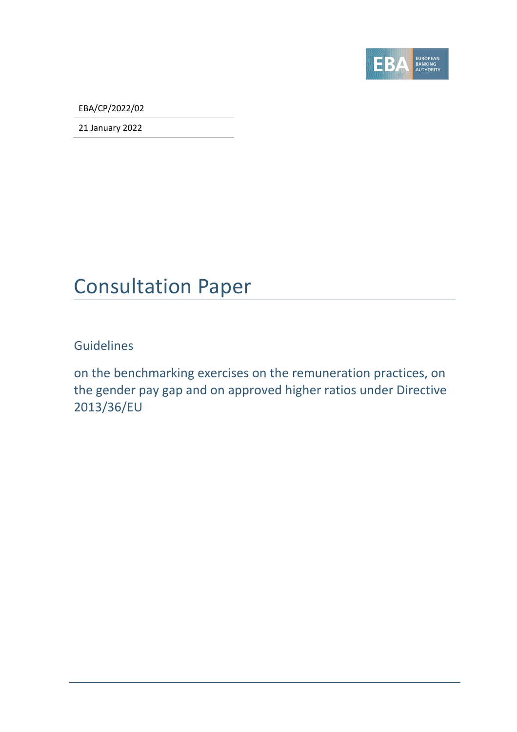EBA/CP/2022/02

21 January 2022

# Consultation Paper

## Guidelines

on the benchmarking exercises on the remuneration practices, on the gender pay gap and on approved higher ratios under Directive 2013/36/EU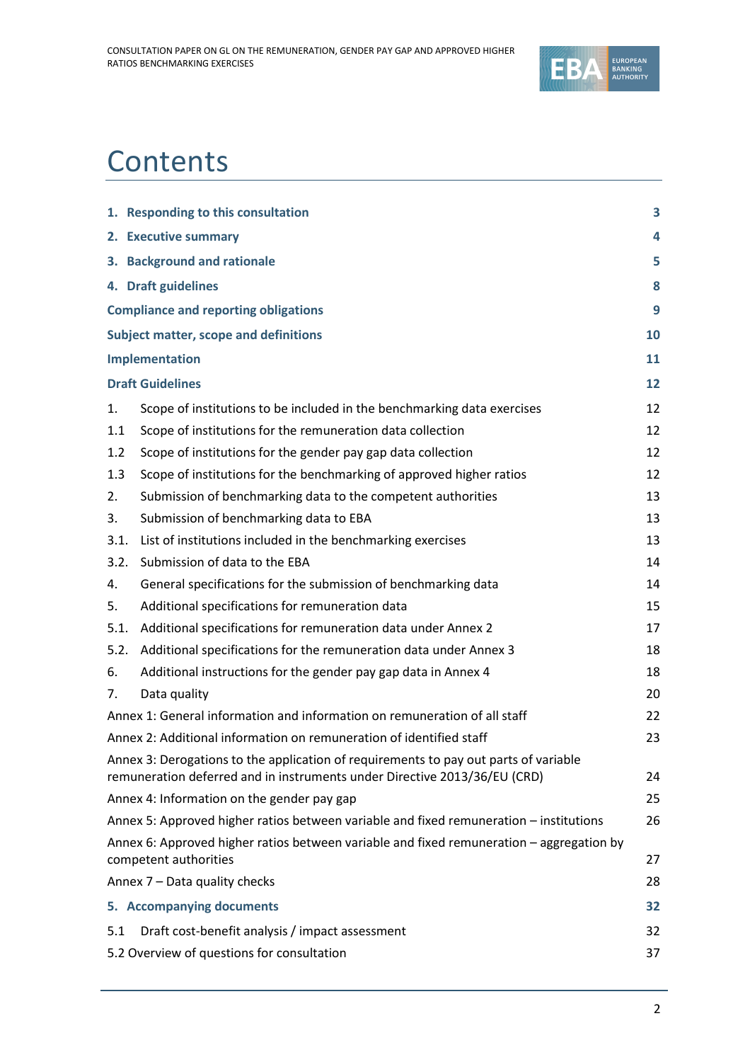# Contents

| | |
|---|---|
| **1. Responding to this consultation** | **3** |
| **2. Executive summary** | **4** |
| **3. Background and rationale** | **5** |
| **4. Draft guidelines** | **8** |
| **Compliance and reporting obligations** | **9** |
| **Subject matter, scope and definitions** | **10** |
| **Implementation** | **11** |
| **Draft Guidelines** | **12** |
| 1. Scope of institutions to be included in the benchmarking data exercises | 12 |
| 1.1 Scope of institutions for the remuneration data collection | 12 |
| 1.2 Scope of institutions for the gender pay gap data collection | 12 |
| 1.3 Scope of institutions for the benchmarking of approved higher ratios | 12 |
| 2. Submission of benchmarking data to the competent authorities | 13 |
| 3. Submission of benchmarking data to EBA | 13 |
| 3.1. List of institutions included in the benchmarking exercises | 13 |
| 3.2. Submission of data to the EBA | 14 |
| 4. General specifications for the submission of benchmarking data | 14 |
| 5. Additional specifications for remuneration data | 15 |
| 5.1. Additional specifications for remuneration data under Annex 2 | 17 |
| 5.2. Additional specifications for the remuneration data under Annex 3 | 18 |
| 6. Additional instructions for the gender pay gap data in Annex 4 | 18 |
| 7. Data quality | 20 |
| Annex 1: General information and information on remuneration of all staff | 22 |
| Annex 2: Additional information on remuneration of identified staff | 23 |
| Annex 3: Derogations to the application of requirements to pay out parts of variable remuneration deferred and in instruments under Directive 2013/36/EU (CRD) | 24 |
| Annex 4: Information on the gender pay gap | 25 |
| Annex 5: Approved higher ratios between variable and fixed remuneration – institutions | 26 |
| Annex 6: Approved higher ratios between variable and fixed remuneration – aggregation by competent authorities | 27 |
| Annex 7 – Data quality checks | 28 |
| **5. Accompanying documents** | **32** |
| 5.1 Draft cost-benefit analysis / impact assessment | 32 |
| 5.2 Overview of questions for consultation | 37 |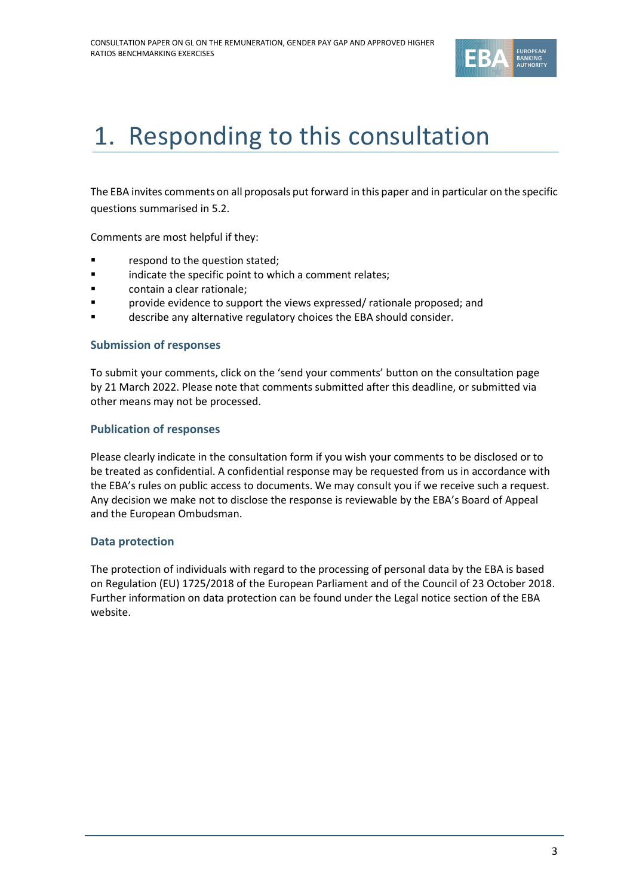# 1. Responding to this consultation

The EBA invites comments on all proposals put forward in this paper and in particular on the specific questions summarised in 5.2.

Comments are most helpful if they:

- respond to the question stated;
- indicate the specific point to which a comment relates;
- contain a clear rationale;
- provide evidence to support the views expressed/ rationale proposed; and
- describe any alternative regulatory choices the EBA should consider.

### Submission of responses

To submit your comments, click on the 'send your comments' button on the consultation page by 21 March 2022. Please note that comments submitted after this deadline, or submitted via other means may not be processed.

### Publication of responses

Please clearly indicate in the consultation form if you wish your comments to be disclosed or to be treated as confidential. A confidential response may be requested from us in accordance with the EBA's rules on public access to documents. We may consult you if we receive such a request. Any decision we make not to disclose the response is reviewable by the EBA's Board of Appeal and the European Ombudsman.

### Data protection

The protection of individuals with regard to the processing of personal data by the EBA is based on Regulation (EU) 1725/2018 of the European Parliament and of the Council of 23 October 2018. Further information on data protection can be found under the Legal notice section of the EBA website.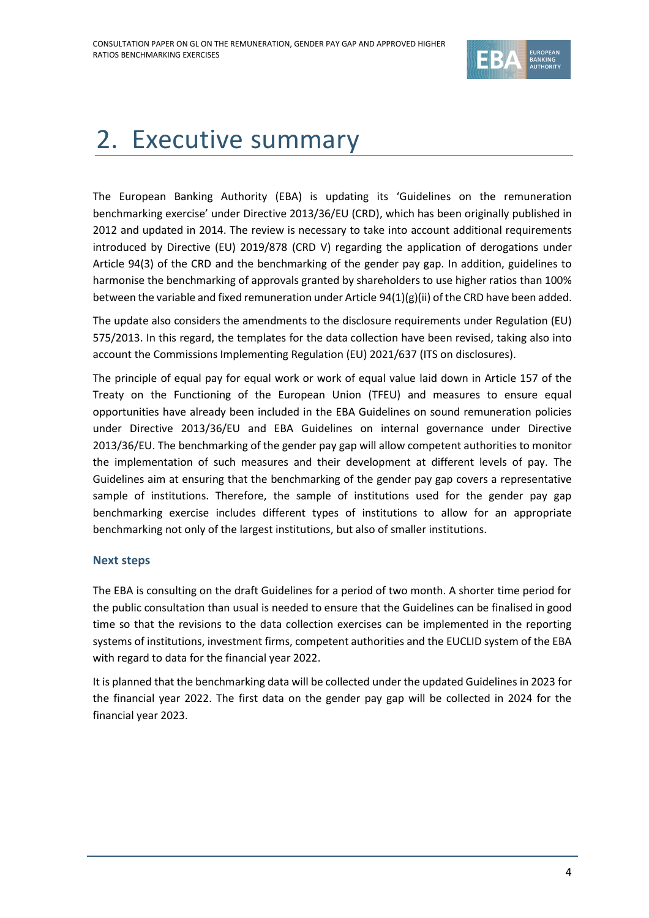# 2. Executive summary

The European Banking Authority (EBA) is updating its 'Guidelines on the remuneration benchmarking exercise' under Directive 2013/36/EU (CRD), which has been originally published in 2012 and updated in 2014. The review is necessary to take into account additional requirements introduced by Directive (EU) 2019/878 (CRD V) regarding the application of derogations under Article 94(3) of the CRD and the benchmarking of the gender pay gap. In addition, guidelines to harmonise the benchmarking of approvals granted by shareholders to use higher ratios than 100% between the variable and fixed remuneration under Article 94(1)(g)(ii) of the CRD have been added.

The update also considers the amendments to the disclosure requirements under Regulation (EU) 575/2013. In this regard, the templates for the data collection have been revised, taking also into account the Commissions Implementing Regulation (EU) 2021/637 (ITS on disclosures).

The principle of equal pay for equal work or work of equal value laid down in Article 157 of the Treaty on the Functioning of the European Union (TFEU) and measures to ensure equal opportunities have already been included in the EBA Guidelines on sound remuneration policies under Directive 2013/36/EU and EBA Guidelines on internal governance under Directive 2013/36/EU. The benchmarking of the gender pay gap will allow competent authorities to monitor the implementation of such measures and their development at different levels of pay. The Guidelines aim at ensuring that the benchmarking of the gender pay gap covers a representative sample of institutions. Therefore, the sample of institutions used for the gender pay gap benchmarking exercise includes different types of institutions to allow for an appropriate benchmarking not only of the largest institutions, but also of smaller institutions.

### Next steps

The EBA is consulting on the draft Guidelines for a period of two month. A shorter time period for the public consultation than usual is needed to ensure that the Guidelines can be finalised in good time so that the revisions to the data collection exercises can be implemented in the reporting systems of institutions, investment firms, competent authorities and the EUCLID system of the EBA with regard to data for the financial year 2022.

It is planned that the benchmarking data will be collected under the updated Guidelines in 2023 for the financial year 2022. The first data on the gender pay gap will be collected in 2024 for the financial year 2023.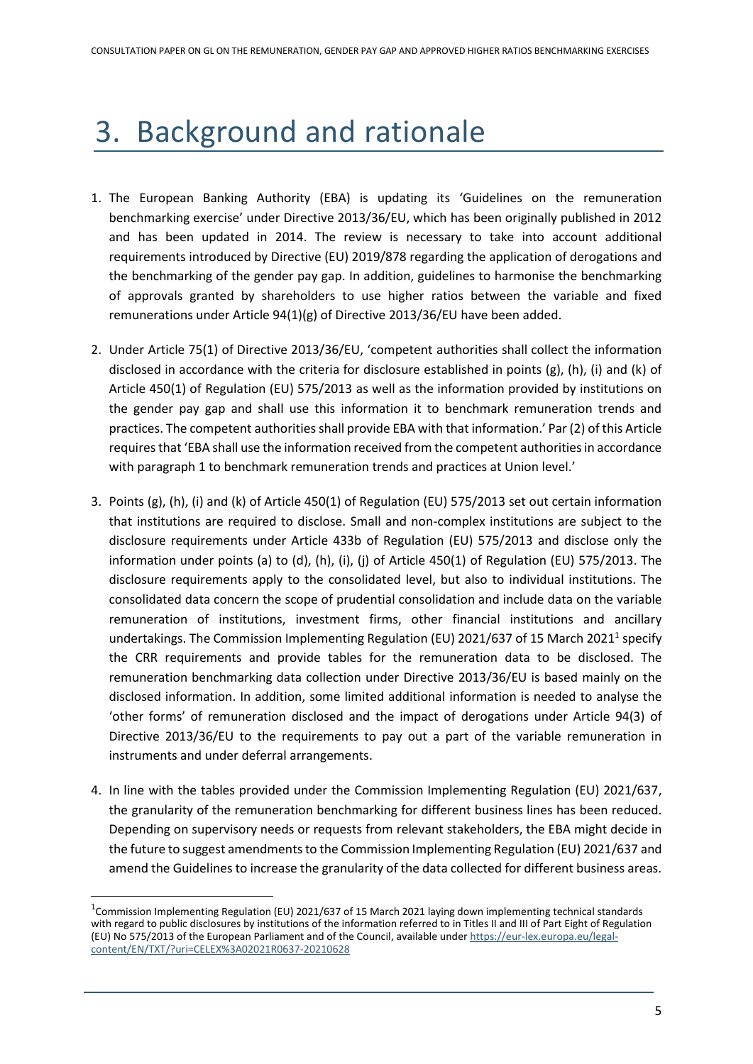# 3. Background and rationale

1. The European Banking Authority (EBA) is updating its 'Guidelines on the remuneration benchmarking exercise' under Directive 2013/36/EU, which has been originally published in 2012 and has been updated in 2014. The review is necessary to take into account additional requirements introduced by Directive (EU) 2019/878 regarding the application of derogations and the benchmarking of the gender pay gap. In addition, guidelines to harmonise the benchmarking of approvals granted by shareholders to use higher ratios between the variable and fixed remunerations under Article 94(1)(g) of Directive 2013/36/EU have been added.

2. Under Article 75(1) of Directive 2013/36/EU, 'competent authorities shall collect the information disclosed in accordance with the criteria for disclosure established in points (g), (h), (i) and (k) of Article 450(1) of Regulation (EU) 575/2013 as well as the information provided by institutions on the gender pay gap and shall use this information it to benchmark remuneration trends and practices. The competent authorities shall provide EBA with that information.' Par (2) of this Article requires that 'EBA shall use the information received from the competent authorities in accordance with paragraph 1 to benchmark remuneration trends and practices at Union level.'

3. Points (g), (h), (i) and (k) of Article 450(1) of Regulation (EU) 575/2013 set out certain information that institutions are required to disclose. Small and non-complex institutions are subject to the disclosure requirements under Article 433b of Regulation (EU) 575/2013 and disclose only the information under points (a) to (d), (h), (i), (j) of Article 450(1) of Regulation (EU) 575/2013. The disclosure requirements apply to the consolidated level, but also to individual institutions. The consolidated data concern the scope of prudential consolidation and include data on the variable remuneration of institutions, investment firms, other financial institutions and ancillary undertakings. The Commission Implementing Regulation (EU) 2021/637 of 15 March 2021[1] specify the CRR requirements and provide tables for the remuneration data to be disclosed. The remuneration benchmarking data collection under Directive 2013/36/EU is based mainly on the disclosed information. In addition, some limited additional information is needed to analyse the 'other forms' of remuneration disclosed and the impact of derogations under Article 94(3) of Directive 2013/36/EU to the requirements to pay out a part of the variable remuneration in instruments and under deferral arrangements.

4. In line with the tables provided under the Commission Implementing Regulation (EU) 2021/637, the granularity of the remuneration benchmarking for different business lines has been reduced. Depending on supervisory needs or requests from relevant stakeholders, the EBA might decide in the future to suggest amendments to the Commission Implementing Regulation (EU) 2021/637 and amend the Guidelines to increase the granularity of the data collected for different business areas.

[1] Commission Implementing Regulation (EU) 2021/637 of 15 March 2021 laying down implementing technical standards with regard to public disclosures by institutions of the information referred to in Titles II and III of Part Eight of Regulation (EU) No 575/2013 of the European Parliament and of the Council, available under https://eur-lex.europa.eu/legal-content/EN/TXT/?uri=CELEX%3A02021R0637-20210628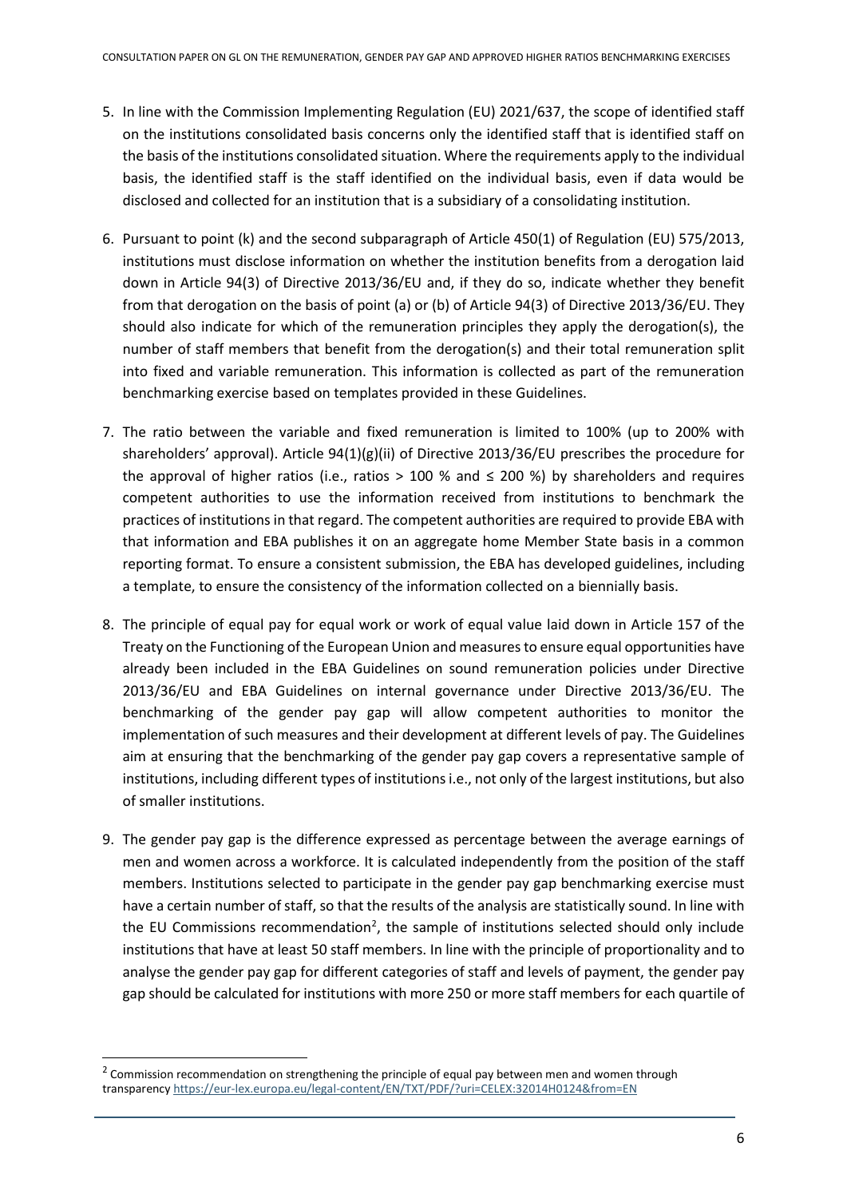5. In line with the Commission Implementing Regulation (EU) 2021/637, the scope of identified staff on the institutions consolidated basis concerns only the identified staff that is identified staff on the basis of the institutions consolidated situation. Where the requirements apply to the individual basis, the identified staff is the staff identified on the individual basis, even if data would be disclosed and collected for an institution that is a subsidiary of a consolidating institution.

6. Pursuant to point (k) and the second subparagraph of Article 450(1) of Regulation (EU) 575/2013, institutions must disclose information on whether the institution benefits from a derogation laid down in Article 94(3) of Directive 2013/36/EU and, if they do so, indicate whether they benefit from that derogation on the basis of point (a) or (b) of Article 94(3) of Directive 2013/36/EU. They should also indicate for which of the remuneration principles they apply the derogation(s), the number of staff members that benefit from the derogation(s) and their total remuneration split into fixed and variable remuneration. This information is collected as part of the remuneration benchmarking exercise based on templates provided in these Guidelines.

7. The ratio between the variable and fixed remuneration is limited to 100% (up to 200% with shareholders' approval). Article 94(1)(g)(ii) of Directive 2013/36/EU prescribes the procedure for the approval of higher ratios (i.e., ratios > 100 % and ≤ 200 %) by shareholders and requires competent authorities to use the information received from institutions to benchmark the practices of institutions in that regard. The competent authorities are required to provide EBA with that information and EBA publishes it on an aggregate home Member State basis in a common reporting format. To ensure a consistent submission, the EBA has developed guidelines, including a template, to ensure the consistency of the information collected on a biennially basis.

8. The principle of equal pay for equal work or work of equal value laid down in Article 157 of the Treaty on the Functioning of the European Union and measures to ensure equal opportunities have already been included in the EBA Guidelines on sound remuneration policies under Directive 2013/36/EU and EBA Guidelines on internal governance under Directive 2013/36/EU. The benchmarking of the gender pay gap will allow competent authorities to monitor the implementation of such measures and their development at different levels of pay. The Guidelines aim at ensuring that the benchmarking of the gender pay gap covers a representative sample of institutions, including different types of institutions i.e., not only of the largest institutions, but also of smaller institutions.

9. The gender pay gap is the difference expressed as percentage between the average earnings of men and women across a workforce. It is calculated independently from the position of the staff members. Institutions selected to participate in the gender pay gap benchmarking exercise must have a certain number of staff, so that the results of the analysis are statistically sound. In line with the EU Commissions recommendation[2], the sample of institutions selected should only include institutions that have at least 50 staff members. In line with the principle of proportionality and to analyse the gender pay gap for different categories of staff and levels of payment, the gender pay gap should be calculated for institutions with more 250 or more staff members for each quartile of

[2] Commission recommendation on strengthening the principle of equal pay between men and women through transparency https://eur-lex.europa.eu/legal-content/EN/TXT/PDF/?uri=CELEX:32014H0124&from=EN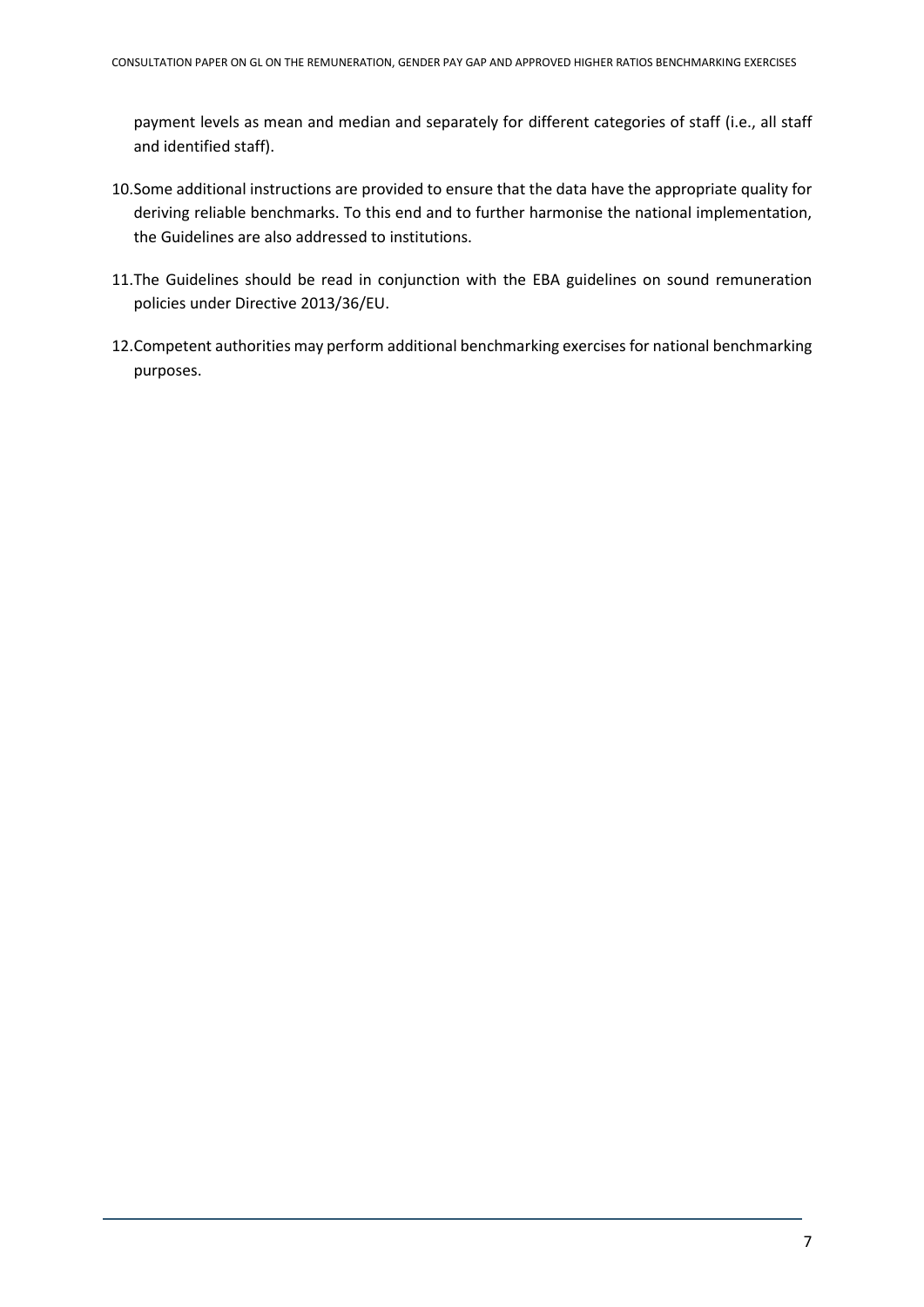payment levels as mean and median and separately for different categories of staff (i.e., all staff and identified staff).

10. Some additional instructions are provided to ensure that the data have the appropriate quality for deriving reliable benchmarks. To this end and to further harmonise the national implementation, the Guidelines are also addressed to institutions.

11. The Guidelines should be read in conjunction with the EBA guidelines on sound remuneration policies under Directive 2013/36/EU.

12. Competent authorities may perform additional benchmarking exercises for national benchmarking purposes.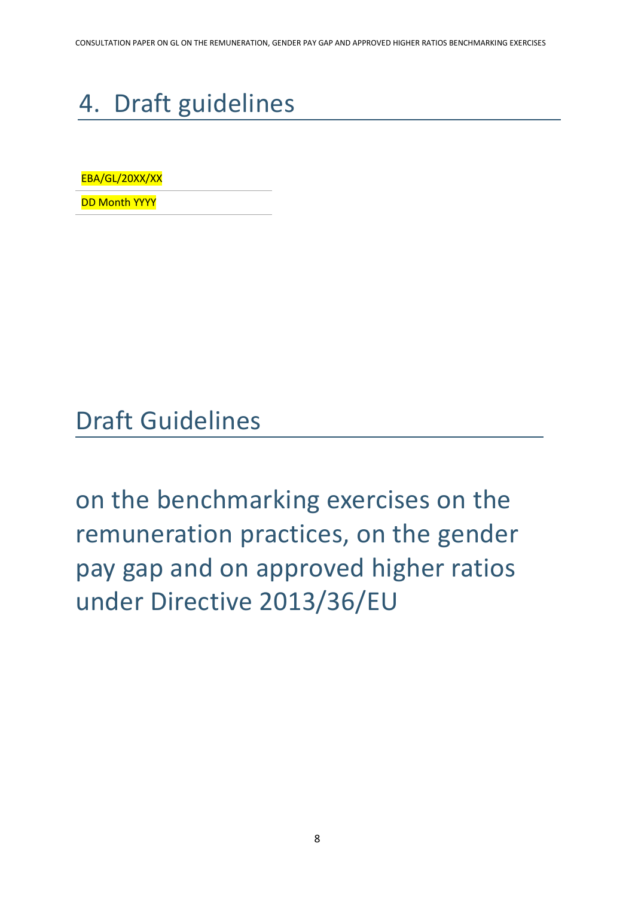# 4. Draft guidelines

EBA/GL/20XX/XX

DD Month YYYY

## Draft Guidelines

on the benchmarking exercises on the remuneration practices, on the gender pay gap and on approved higher ratios under Directive 2013/36/EU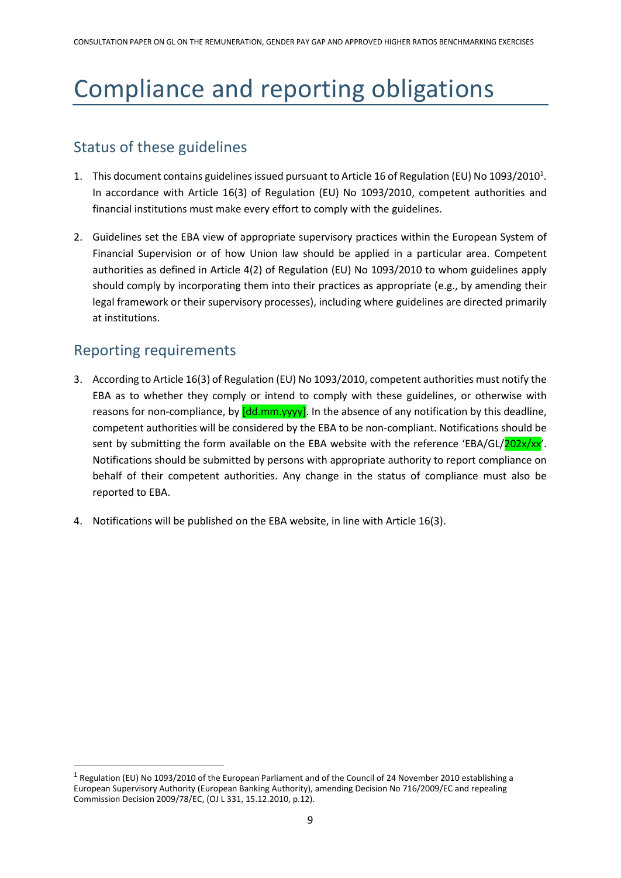# Compliance and reporting obligations

## Status of these guidelines

1. This document contains guidelines issued pursuant to Article 16 of Regulation (EU) No 1093/2010[1]. In accordance with Article 16(3) of Regulation (EU) No 1093/2010, competent authorities and financial institutions must make every effort to comply with the guidelines.

2. Guidelines set the EBA view of appropriate supervisory practices within the European System of Financial Supervision or of how Union law should be applied in a particular area. Competent authorities as defined in Article 4(2) of Regulation (EU) No 1093/2010 to whom guidelines apply should comply by incorporating them into their practices as appropriate (e.g., by amending their legal framework or their supervisory processes), including where guidelines are directed primarily at institutions.

## Reporting requirements

3. According to Article 16(3) of Regulation (EU) No 1093/2010, competent authorities must notify the EBA as to whether they comply or intend to comply with these guidelines, or otherwise with reasons for non-compliance, by [dd.mm.yyyy]. In the absence of any notification by this deadline, competent authorities will be considered by the EBA to be non-compliant. Notifications should be sent by submitting the form available on the EBA website with the reference 'EBA/GL/202x/xx'. Notifications should be submitted by persons with appropriate authority to report compliance on behalf of their competent authorities. Any change in the status of compliance must also be reported to EBA.

4. Notifications will be published on the EBA website, in line with Article 16(3).

[1] Regulation (EU) No 1093/2010 of the European Parliament and of the Council of 24 November 2010 establishing a European Supervisory Authority (European Banking Authority), amending Decision No 716/2009/EC and repealing Commission Decision 2009/78/EC, (OJ L 331, 15.12.2010, p.12).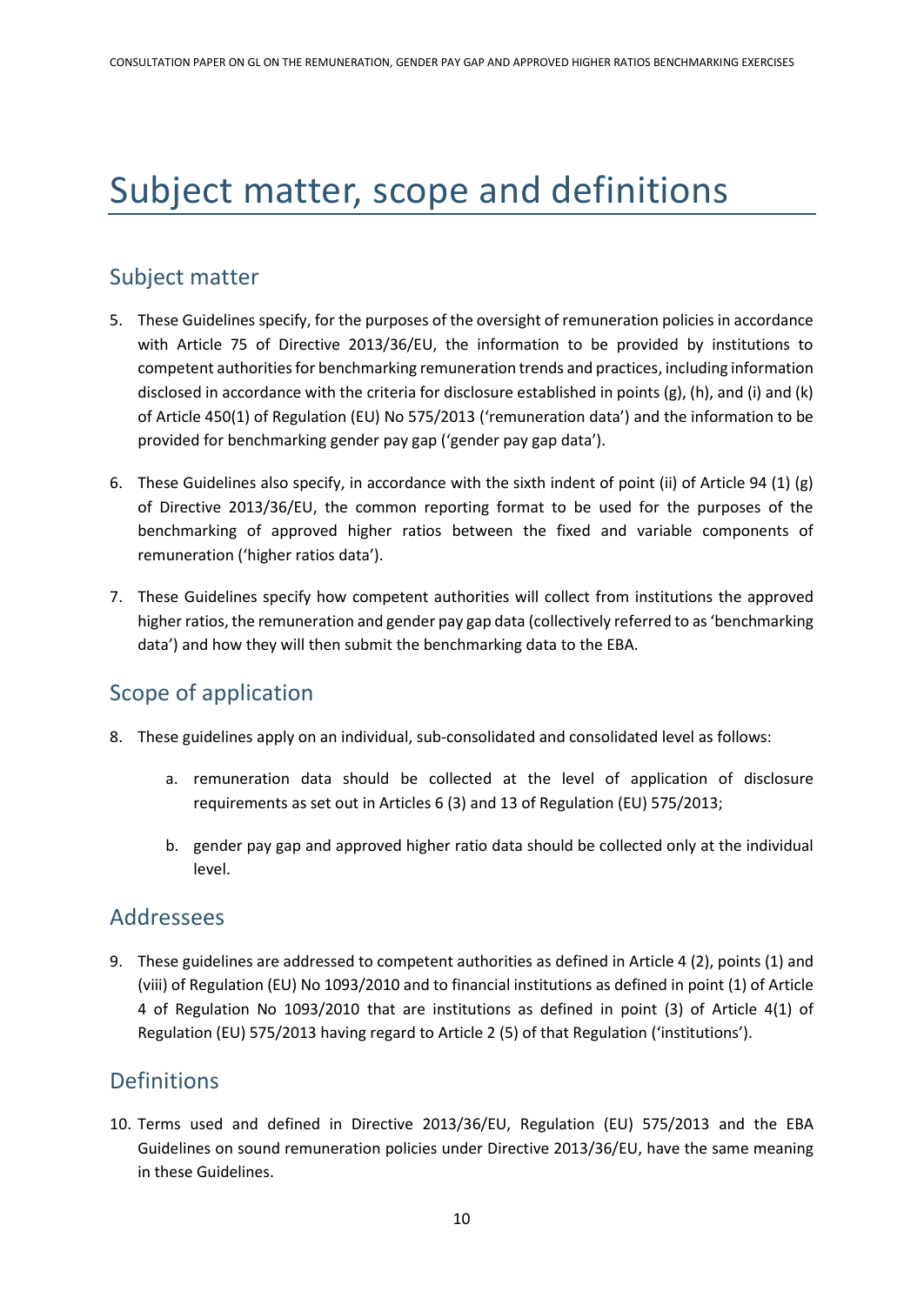# Subject matter, scope and definitions

## Subject matter

5. These Guidelines specify, for the purposes of the oversight of remuneration policies in accordance with Article 75 of Directive 2013/36/EU, the information to be provided by institutions to competent authorities for benchmarking remuneration trends and practices, including information disclosed in accordance with the criteria for disclosure established in points (g), (h), and (i) and (k) of Article 450(1) of Regulation (EU) No 575/2013 ('remuneration data') and the information to be provided for benchmarking gender pay gap ('gender pay gap data').

6. These Guidelines also specify, in accordance with the sixth indent of point (ii) of Article 94 (1) (g) of Directive 2013/36/EU, the common reporting format to be used for the purposes of the benchmarking of approved higher ratios between the fixed and variable components of remuneration ('higher ratios data').

7. These Guidelines specify how competent authorities will collect from institutions the approved higher ratios, the remuneration and gender pay gap data (collectively referred to as 'benchmarking data') and how they will then submit the benchmarking data to the EBA.

## Scope of application

8. These guidelines apply on an individual, sub-consolidated and consolidated level as follows:

   a. remuneration data should be collected at the level of application of disclosure requirements as set out in Articles 6 (3) and 13 of Regulation (EU) 575/2013;

   b. gender pay gap and approved higher ratio data should be collected only at the individual level.

## Addressees

9. These guidelines are addressed to competent authorities as defined in Article 4 (2), points (1) and (viii) of Regulation (EU) No 1093/2010 and to financial institutions as defined in point (1) of Article 4 of Regulation No 1093/2010 that are institutions as defined in point (3) of Article 4(1) of Regulation (EU) 575/2013 having regard to Article 2 (5) of that Regulation ('institutions').

## Definitions

10. Terms used and defined in Directive 2013/36/EU, Regulation (EU) 575/2013 and the EBA Guidelines on sound remuneration policies under Directive 2013/36/EU, have the same meaning in these Guidelines.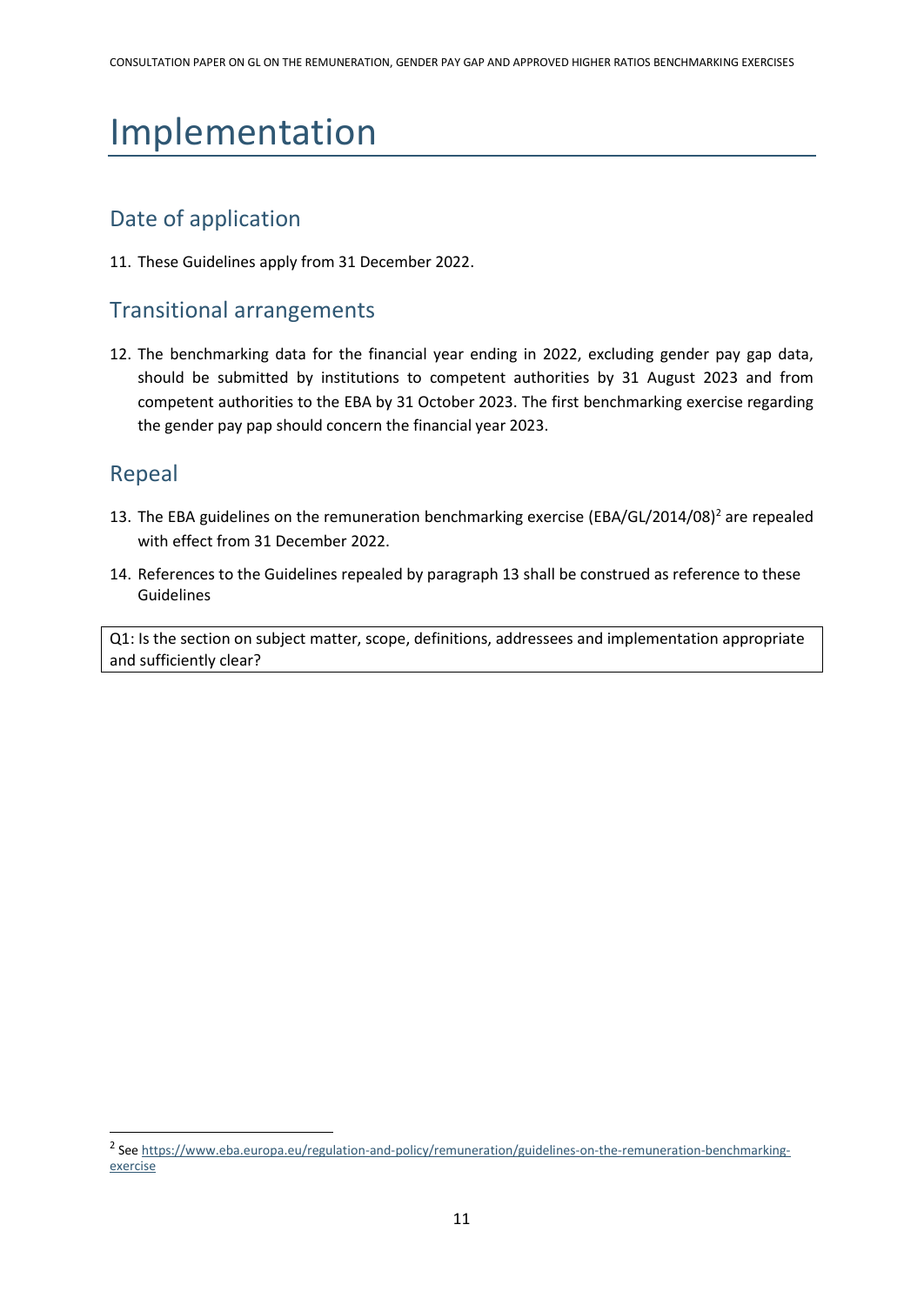# Implementation

## Date of application

11. These Guidelines apply from 31 December 2022.

## Transitional arrangements

12. The benchmarking data for the financial year ending in 2022, excluding gender pay gap data, should be submitted by institutions to competent authorities by 31 August 2023 and from competent authorities to the EBA by 31 October 2023. The first benchmarking exercise regarding the gender pay pap should concern the financial year 2023.

## Repeal

13. The EBA guidelines on the remuneration benchmarking exercise (EBA/GL/2014/08)[2] are repealed with effect from 31 December 2022.

14. References to the Guidelines repealed by paragraph 13 shall be construed as reference to these Guidelines

| Q1: Is the section on subject matter, scope, definitions, addressees and implementation appropriate and sufficiently clear? |
| --- |

[2] See https://www.eba.europa.eu/regulation-and-policy/remuneration/guidelines-on-the-remuneration-benchmarking-exercise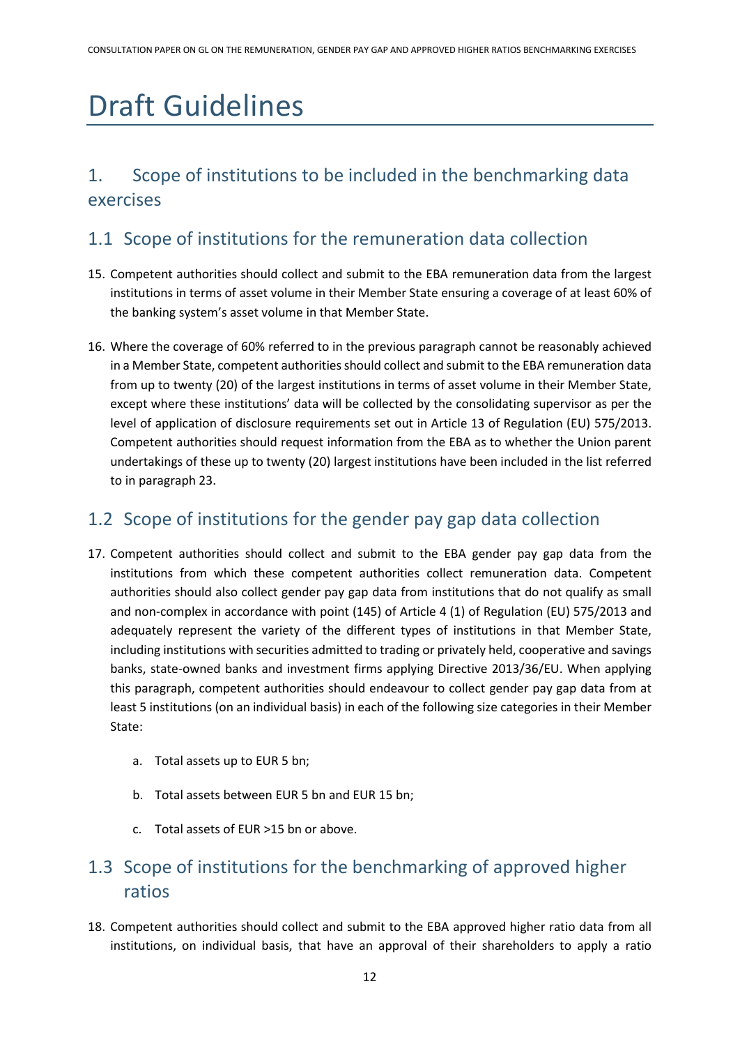# Draft Guidelines

## 1. Scope of institutions to be included in the benchmarking data exercises

## 1.1 Scope of institutions for the remuneration data collection

15. Competent authorities should collect and submit to the EBA remuneration data from the largest institutions in terms of asset volume in their Member State ensuring a coverage of at least 60% of the banking system's asset volume in that Member State.

16. Where the coverage of 60% referred to in the previous paragraph cannot be reasonably achieved in a Member State, competent authorities should collect and submit to the EBA remuneration data from up to twenty (20) of the largest institutions in terms of asset volume in their Member State, except where these institutions' data will be collected by the consolidating supervisor as per the level of application of disclosure requirements set out in Article 13 of Regulation (EU) 575/2013. Competent authorities should request information from the EBA as to whether the Union parent undertakings of these up to twenty (20) largest institutions have been included in the list referred to in paragraph 23.

## 1.2 Scope of institutions for the gender pay gap data collection

17. Competent authorities should collect and submit to the EBA gender pay gap data from the institutions from which these competent authorities collect remuneration data. Competent authorities should also collect gender pay gap data from institutions that do not qualify as small and non-complex in accordance with point (145) of Article 4 (1) of Regulation (EU) 575/2013 and adequately represent the variety of the different types of institutions in that Member State, including institutions with securities admitted to trading or privately held, cooperative and savings banks, state-owned banks and investment firms applying Directive 2013/36/EU. When applying this paragraph, competent authorities should endeavour to collect gender pay gap data from at least 5 institutions (on an individual basis) in each of the following size categories in their Member State:

    a. Total assets up to EUR 5 bn;

    b. Total assets between EUR 5 bn and EUR 15 bn;

    c. Total assets of EUR >15 bn or above.

## 1.3 Scope of institutions for the benchmarking of approved higher ratios

18. Competent authorities should collect and submit to the EBA approved higher ratio data from all institutions, on individual basis, that have an approval of their shareholders to apply a ratio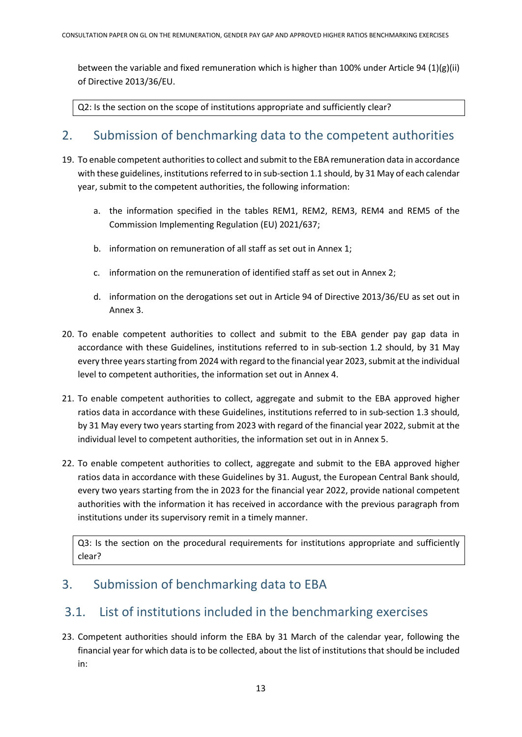between the variable and fixed remuneration which is higher than 100% under Article 94 (1)(g)(ii) of Directive 2013/36/EU.

Q2: Is the section on the scope of institutions appropriate and sufficiently clear?

## 2. Submission of benchmarking data to the competent authorities

19. To enable competent authorities to collect and submit to the EBA remuneration data in accordance with these guidelines, institutions referred to in sub-section 1.1 should, by 31 May of each calendar year, submit to the competent authorities, the following information:

    a. the information specified in the tables REM1, REM2, REM3, REM4 and REM5 of the Commission Implementing Regulation (EU) 2021/637;

    b. information on remuneration of all staff as set out in Annex 1;

    c. information on the remuneration of identified staff as set out in Annex 2;

    d. information on the derogations set out in Article 94 of Directive 2013/36/EU as set out in Annex 3.

20. To enable competent authorities to collect and submit to the EBA gender pay gap data in accordance with these Guidelines, institutions referred to in sub-section 1.2 should, by 31 May every three years starting from 2024 with regard to the financial year 2023, submit at the individual level to competent authorities, the information set out in Annex 4.

21. To enable competent authorities to collect, aggregate and submit to the EBA approved higher ratios data in accordance with these Guidelines, institutions referred to in sub-section 1.3 should, by 31 May every two years starting from 2023 with regard of the financial year 2022, submit at the individual level to competent authorities, the information set out in in Annex 5.

22. To enable competent authorities to collect, aggregate and submit to the EBA approved higher ratios data in accordance with these Guidelines by 31. August, the European Central Bank should, every two years starting from the in 2023 for the financial year 2022, provide national competent authorities with the information it has received in accordance with the previous paragraph from institutions under its supervisory remit in a timely manner.

Q3: Is the section on the procedural requirements for institutions appropriate and sufficiently clear?

## 3. Submission of benchmarking data to EBA

### 3.1. List of institutions included in the benchmarking exercises

23. Competent authorities should inform the EBA by 31 March of the calendar year, following the financial year for which data is to be collected, about the list of institutions that should be included in: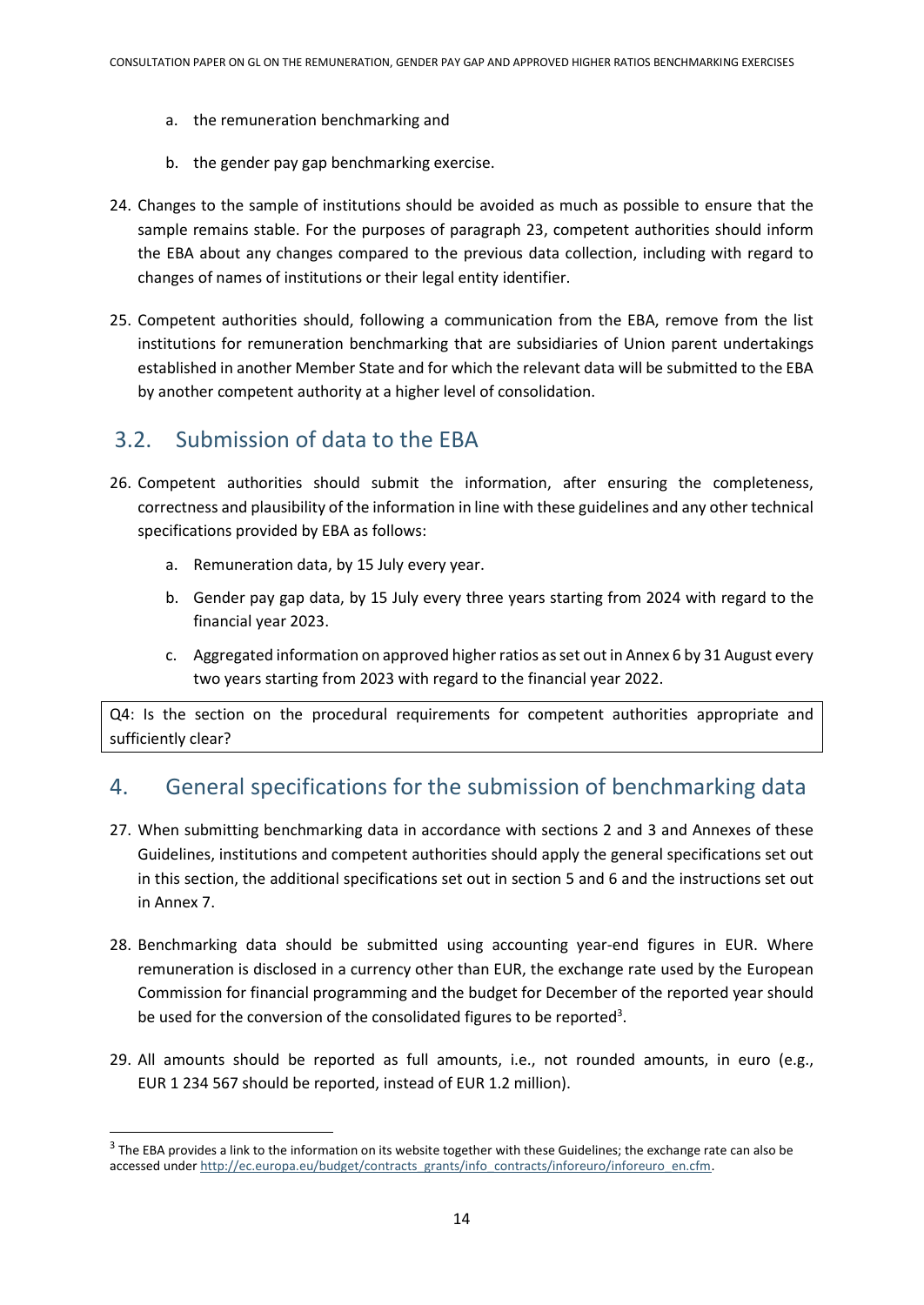a. the remuneration benchmarking and

b. the gender pay gap benchmarking exercise.

24. Changes to the sample of institutions should be avoided as much as possible to ensure that the sample remains stable. For the purposes of paragraph 23, competent authorities should inform the EBA about any changes compared to the previous data collection, including with regard to changes of names of institutions or their legal entity identifier.

25. Competent authorities should, following a communication from the EBA, remove from the list institutions for remuneration benchmarking that are subsidiaries of Union parent undertakings established in another Member State and for which the relevant data will be submitted to the EBA by another competent authority at a higher level of consolidation.

## 3.2. Submission of data to the EBA

26. Competent authorities should submit the information, after ensuring the completeness, correctness and plausibility of the information in line with these guidelines and any other technical specifications provided by EBA as follows:

    a. Remuneration data, by 15 July every year.

    b. Gender pay gap data, by 15 July every three years starting from 2024 with regard to the financial year 2023.

    c. Aggregated information on approved higher ratios as set out in Annex 6 by 31 August every two years starting from 2023 with regard to the financial year 2022.

> Q4: Is the section on the procedural requirements for competent authorities appropriate and sufficiently clear?

# 4. General specifications for the submission of benchmarking data

27. When submitting benchmarking data in accordance with sections 2 and 3 and Annexes of these Guidelines, institutions and competent authorities should apply the general specifications set out in this section, the additional specifications set out in section 5 and 6 and the instructions set out in Annex 7.

28. Benchmarking data should be submitted using accounting year-end figures in EUR. Where remuneration is disclosed in a currency other than EUR, the exchange rate used by the European Commission for financial programming and the budget for December of the reported year should be used for the conversion of the consolidated figures to be reported[3].

29. All amounts should be reported as full amounts, i.e., not rounded amounts, in euro (e.g., EUR 1 234 567 should be reported, instead of EUR 1.2 million).

[3] The EBA provides a link to the information on its website together with these Guidelines; the exchange rate can also be accessed under http://ec.europa.eu/budget/contracts_grants/info_contracts/inforeuro/inforeuro_en.cfm.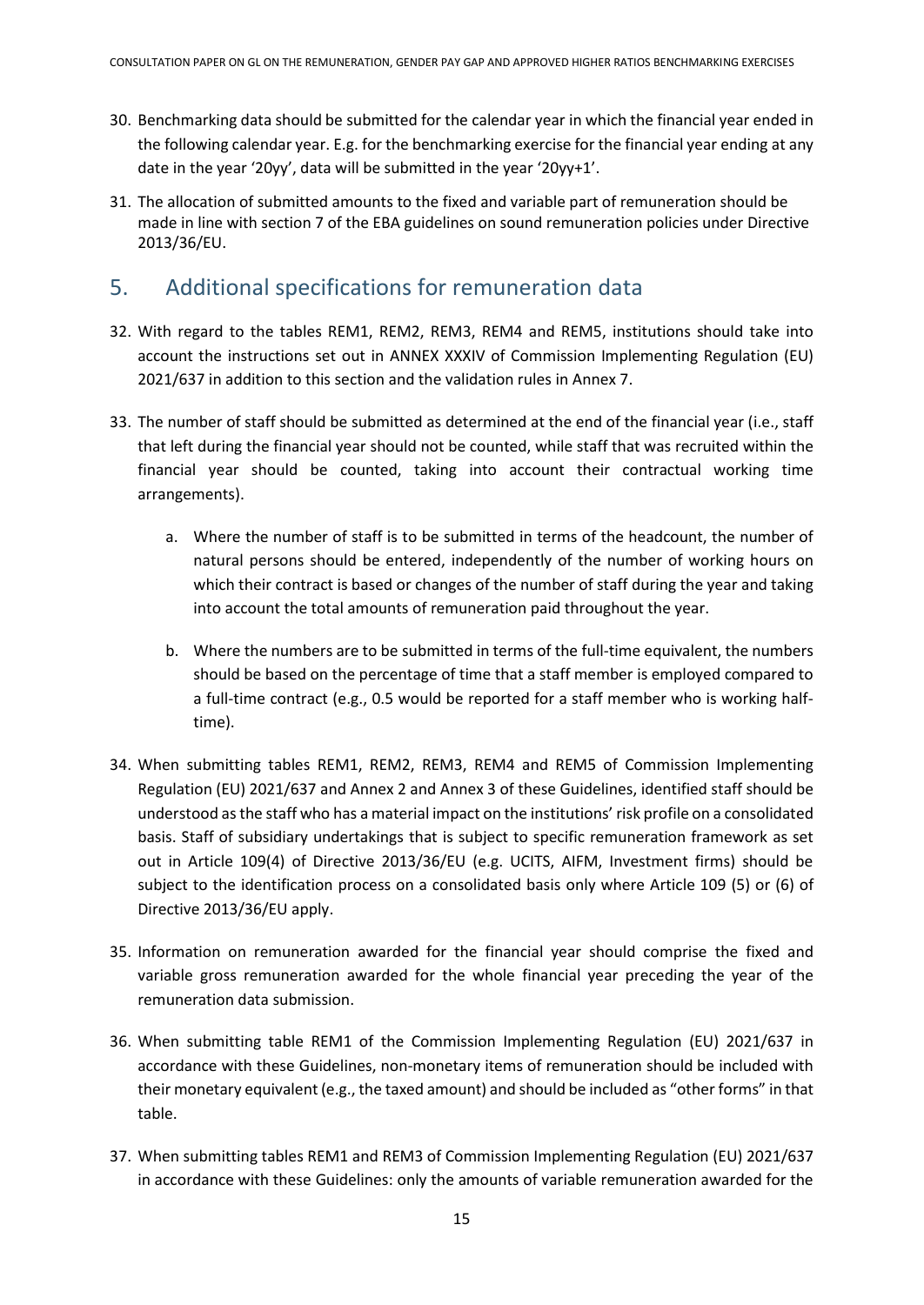30. Benchmarking data should be submitted for the calendar year in which the financial year ended in the following calendar year. E.g. for the benchmarking exercise for the financial year ending at any date in the year '20yy', data will be submitted in the year '20yy+1'.

31. The allocation of submitted amounts to the fixed and variable part of remuneration should be made in line with section 7 of the EBA guidelines on sound remuneration policies under Directive 2013/36/EU.

# 5. Additional specifications for remuneration data

32. With regard to the tables REM1, REM2, REM3, REM4 and REM5, institutions should take into account the instructions set out in ANNEX XXXIV of Commission Implementing Regulation (EU) 2021/637 in addition to this section and the validation rules in Annex 7.

33. The number of staff should be submitted as determined at the end of the financial year (i.e., staff that left during the financial year should not be counted, while staff that was recruited within the financial year should be counted, taking into account their contractual working time arrangements).

    a. Where the number of staff is to be submitted in terms of the headcount, the number of natural persons should be entered, independently of the number of working hours on which their contract is based or changes of the number of staff during the year and taking into account the total amounts of remuneration paid throughout the year.

    b. Where the numbers are to be submitted in terms of the full-time equivalent, the numbers should be based on the percentage of time that a staff member is employed compared to a full-time contract (e.g., 0.5 would be reported for a staff member who is working half-time).

34. When submitting tables REM1, REM2, REM3, REM4 and REM5 of Commission Implementing Regulation (EU) 2021/637 and Annex 2 and Annex 3 of these Guidelines, identified staff should be understood as the staff who has a material impact on the institutions' risk profile on a consolidated basis. Staff of subsidiary undertakings that is subject to specific remuneration framework as set out in Article 109(4) of Directive 2013/36/EU (e.g. UCITS, AIFM, Investment firms) should be subject to the identification process on a consolidated basis only where Article 109 (5) or (6) of Directive 2013/36/EU apply.

35. Information on remuneration awarded for the financial year should comprise the fixed and variable gross remuneration awarded for the whole financial year preceding the year of the remuneration data submission.

36. When submitting table REM1 of the Commission Implementing Regulation (EU) 2021/637 in accordance with these Guidelines, non-monetary items of remuneration should be included with their monetary equivalent (e.g., the taxed amount) and should be included as "other forms" in that table.

37. When submitting tables REM1 and REM3 of Commission Implementing Regulation (EU) 2021/637 in accordance with these Guidelines: only the amounts of variable remuneration awarded for the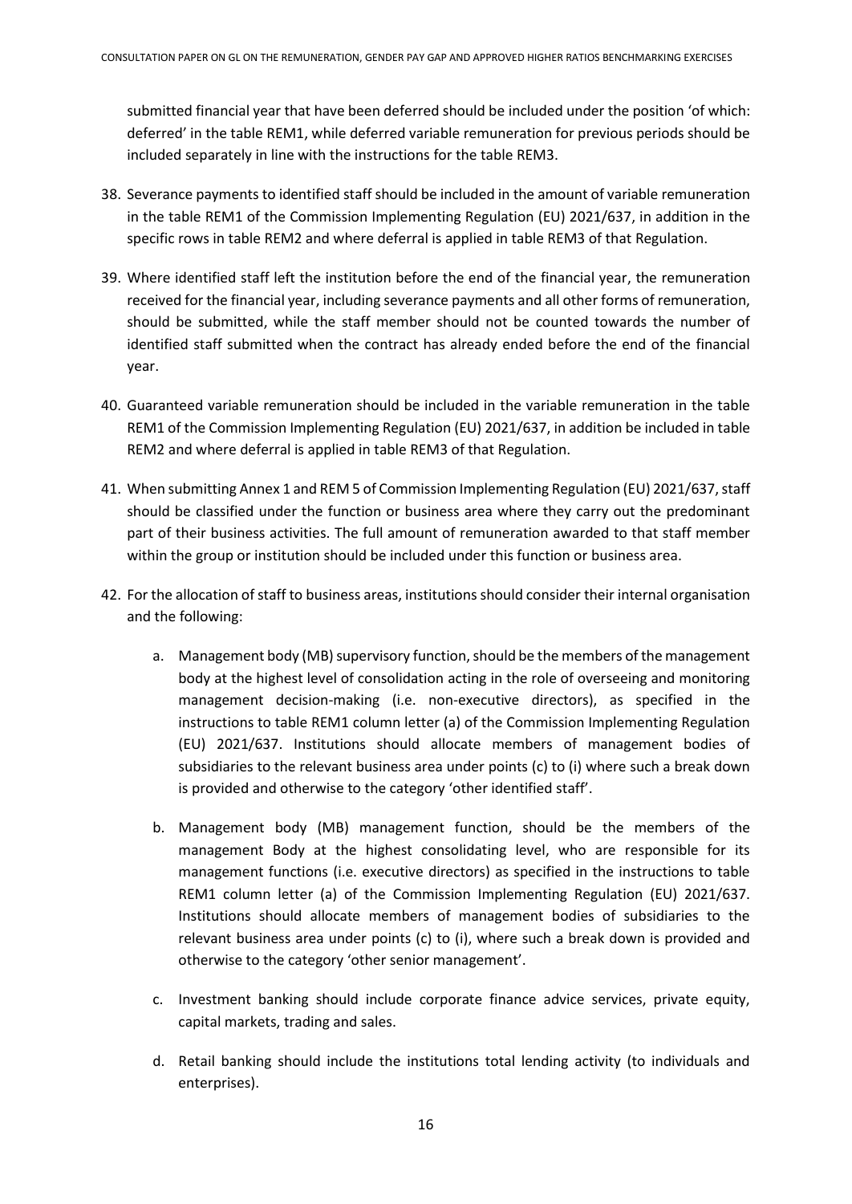submitted financial year that have been deferred should be included under the position 'of which: deferred' in the table REM1, while deferred variable remuneration for previous periods should be included separately in line with the instructions for the table REM3.

38. Severance payments to identified staff should be included in the amount of variable remuneration in the table REM1 of the Commission Implementing Regulation (EU) 2021/637, in addition in the specific rows in table REM2 and where deferral is applied in table REM3 of that Regulation.

39. Where identified staff left the institution before the end of the financial year, the remuneration received for the financial year, including severance payments and all other forms of remuneration, should be submitted, while the staff member should not be counted towards the number of identified staff submitted when the contract has already ended before the end of the financial year.

40. Guaranteed variable remuneration should be included in the variable remuneration in the table REM1 of the Commission Implementing Regulation (EU) 2021/637, in addition be included in table REM2 and where deferral is applied in table REM3 of that Regulation.

41. When submitting Annex 1 and REM 5 of Commission Implementing Regulation (EU) 2021/637, staff should be classified under the function or business area where they carry out the predominant part of their business activities. The full amount of remuneration awarded to that staff member within the group or institution should be included under this function or business area.

42. For the allocation of staff to business areas, institutions should consider their internal organisation and the following:

    a. Management body (MB) supervisory function, should be the members of the management body at the highest level of consolidation acting in the role of overseeing and monitoring management decision-making (i.e. non-executive directors), as specified in the instructions to table REM1 column letter (a) of the Commission Implementing Regulation (EU) 2021/637. Institutions should allocate members of management bodies of subsidiaries to the relevant business area under points (c) to (i) where such a break down is provided and otherwise to the category 'other identified staff'.

    b. Management body (MB) management function, should be the members of the management Body at the highest consolidating level, who are responsible for its management functions (i.e. executive directors) as specified in the instructions to table REM1 column letter (a) of the Commission Implementing Regulation (EU) 2021/637. Institutions should allocate members of management bodies of subsidiaries to the relevant business area under points (c) to (i), where such a break down is provided and otherwise to the category 'other senior management'.

    c. Investment banking should include corporate finance advice services, private equity, capital markets, trading and sales.

    d. Retail banking should include the institutions total lending activity (to individuals and enterprises).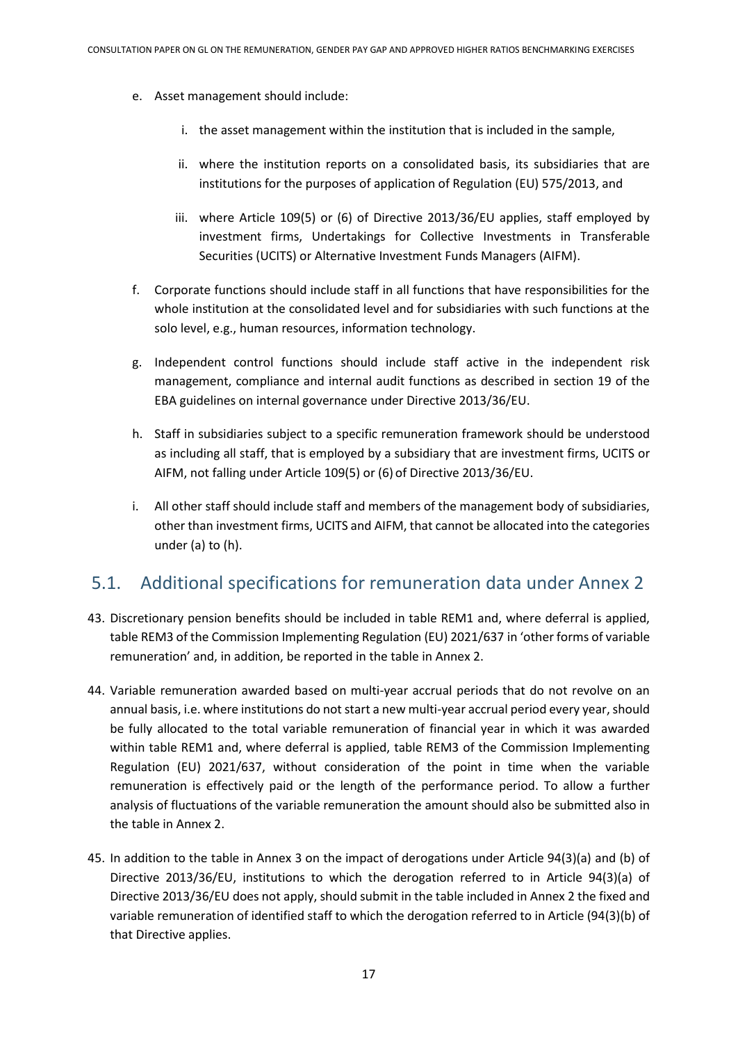e. Asset management should include:

    i. the asset management within the institution that is included in the sample,

    ii. where the institution reports on a consolidated basis, its subsidiaries that are institutions for the purposes of application of Regulation (EU) 575/2013, and

    iii. where Article 109(5) or (6) of Directive 2013/36/EU applies, staff employed by investment firms, Undertakings for Collective Investments in Transferable Securities (UCITS) or Alternative Investment Funds Managers (AIFM).

f. Corporate functions should include staff in all functions that have responsibilities for the whole institution at the consolidated level and for subsidiaries with such functions at the solo level, e.g., human resources, information technology.

g. Independent control functions should include staff active in the independent risk management, compliance and internal audit functions as described in section 19 of the EBA guidelines on internal governance under Directive 2013/36/EU.

h. Staff in subsidiaries subject to a specific remuneration framework should be understood as including all staff, that is employed by a subsidiary that are investment firms, UCITS or AIFM, not falling under Article 109(5) or (6) of Directive 2013/36/EU.

i. All other staff should include staff and members of the management body of subsidiaries, other than investment firms, UCITS and AIFM, that cannot be allocated into the categories under (a) to (h).

## 5.1. Additional specifications for remuneration data under Annex 2

43. Discretionary pension benefits should be included in table REM1 and, where deferral is applied, table REM3 of the Commission Implementing Regulation (EU) 2021/637 in 'other forms of variable remuneration' and, in addition, be reported in the table in Annex 2.

44. Variable remuneration awarded based on multi-year accrual periods that do not revolve on an annual basis, i.e. where institutions do not start a new multi-year accrual period every year, should be fully allocated to the total variable remuneration of financial year in which it was awarded within table REM1 and, where deferral is applied, table REM3 of the Commission Implementing Regulation (EU) 2021/637, without consideration of the point in time when the variable remuneration is effectively paid or the length of the performance period. To allow a further analysis of fluctuations of the variable remuneration the amount should also be submitted also in the table in Annex 2.

45. In addition to the table in Annex 3 on the impact of derogations under Article 94(3)(a) and (b) of Directive 2013/36/EU, institutions to which the derogation referred to in Article 94(3)(a) of Directive 2013/36/EU does not apply, should submit in the table included in Annex 2 the fixed and variable remuneration of identified staff to which the derogation referred to in Article (94(3)(b) of that Directive applies.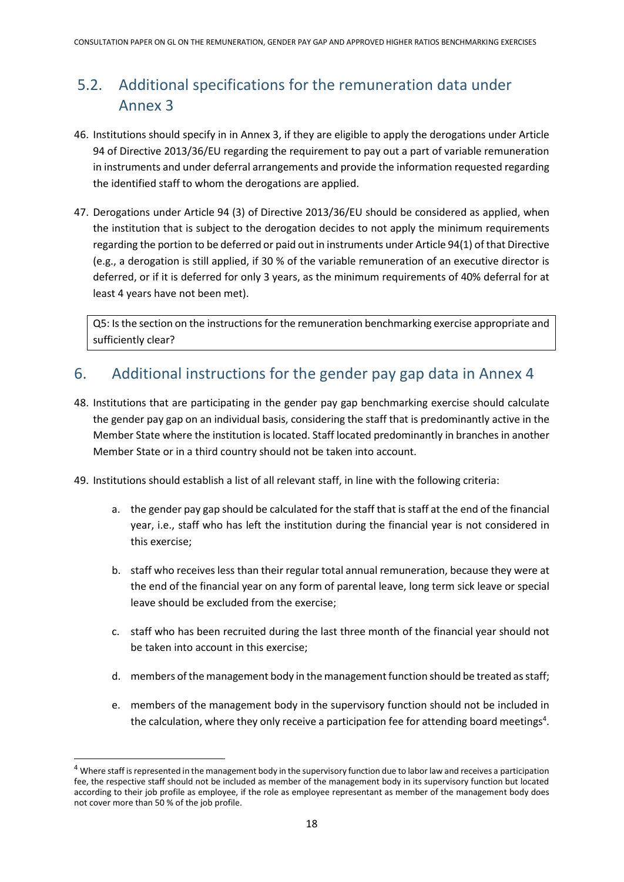## 5.2. Additional specifications for the remuneration data under Annex 3

46. Institutions should specify in in Annex 3, if they are eligible to apply the derogations under Article 94 of Directive 2013/36/EU regarding the requirement to pay out a part of variable remuneration in instruments and under deferral arrangements and provide the information requested regarding the identified staff to whom the derogations are applied.

47. Derogations under Article 94 (3) of Directive 2013/36/EU should be considered as applied, when the institution that is subject to the derogation decides to not apply the minimum requirements regarding the portion to be deferred or paid out in instruments under Article 94(1) of that Directive (e.g., a derogation is still applied, if 30 % of the variable remuneration of an executive director is deferred, or if it is deferred for only 3 years, as the minimum requirements of 40% deferral for at least 4 years have not been met).

> Q5: Is the section on the instructions for the remuneration benchmarking exercise appropriate and sufficiently clear?

# 6. Additional instructions for the gender pay gap data in Annex 4

48. Institutions that are participating in the gender pay gap benchmarking exercise should calculate the gender pay gap on an individual basis, considering the staff that is predominantly active in the Member State where the institution is located. Staff located predominantly in branches in another Member State or in a third country should not be taken into account.

49. Institutions should establish a list of all relevant staff, in line with the following criteria:

    a. the gender pay gap should be calculated for the staff that is staff at the end of the financial year, i.e., staff who has left the institution during the financial year is not considered in this exercise;

    b. staff who receives less than their regular total annual remuneration, because they were at the end of the financial year on any form of parental leave, long term sick leave or special leave should be excluded from the exercise;

    c. staff who has been recruited during the last three month of the financial year should not be taken into account in this exercise;

    d. members of the management body in the management function should be treated as staff;

    e. members of the management body in the supervisory function should not be included in the calculation, where they only receive a participation fee for attending board meetings[4].

[4] Where staff is represented in the management body in the supervisory function due to labor law and receives a participation fee, the respective staff should not be included as member of the management body in its supervisory function but located according to their job profile as employee, if the role as employee representant as member of the management body does not cover more than 50 % of the job profile.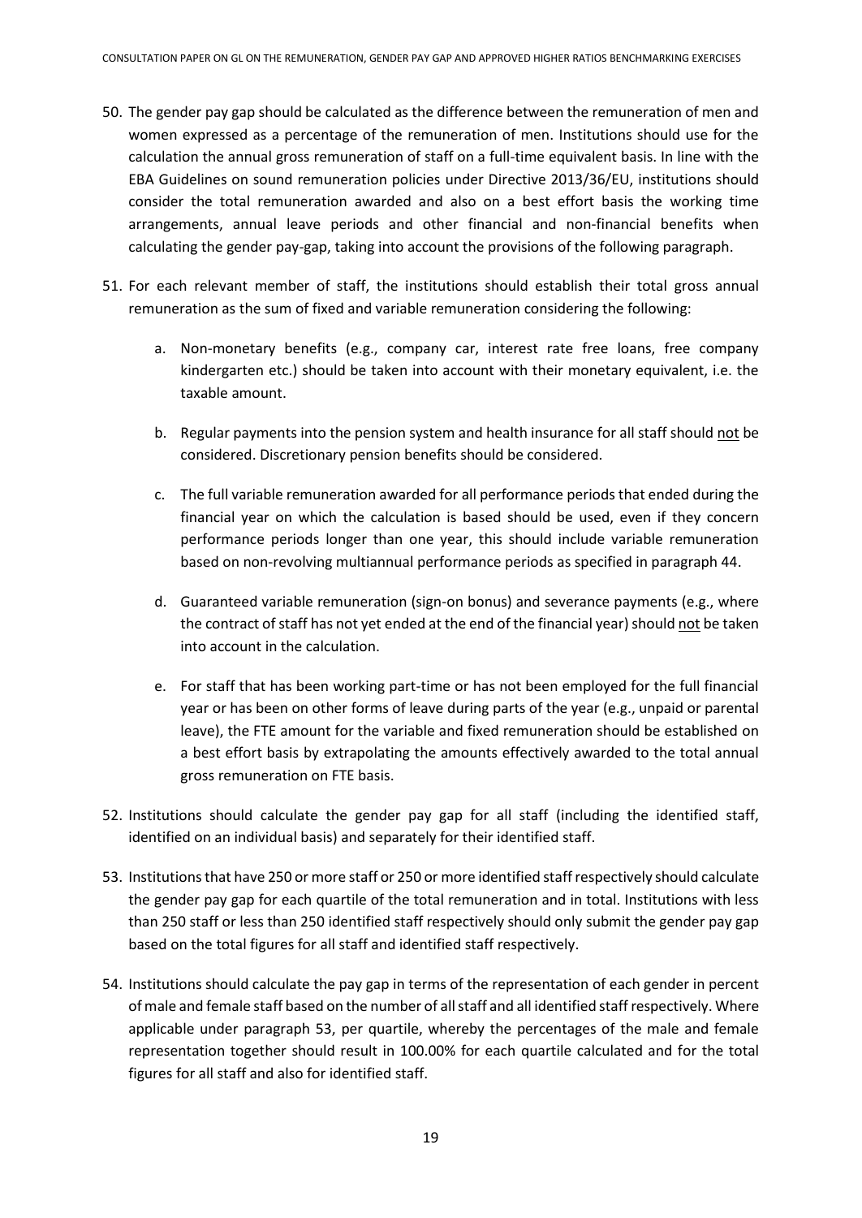50. The gender pay gap should be calculated as the difference between the remuneration of men and women expressed as a percentage of the remuneration of men. Institutions should use for the calculation the annual gross remuneration of staff on a full-time equivalent basis. In line with the EBA Guidelines on sound remuneration policies under Directive 2013/36/EU, institutions should consider the total remuneration awarded and also on a best effort basis the working time arrangements, annual leave periods and other financial and non-financial benefits when calculating the gender pay-gap, taking into account the provisions of the following paragraph.

51. For each relevant member of staff, the institutions should establish their total gross annual remuneration as the sum of fixed and variable remuneration considering the following:

    a. Non-monetary benefits (e.g., company car, interest rate free loans, free company kindergarten etc.) should be taken into account with their monetary equivalent, i.e. the taxable amount.

    b. Regular payments into the pension system and health insurance for all staff should <u>not</u> be considered. Discretionary pension benefits should be considered.

    c. The full variable remuneration awarded for all performance periods that ended during the financial year on which the calculation is based should be used, even if they concern performance periods longer than one year, this should include variable remuneration based on non-revolving multiannual performance periods as specified in paragraph 44.

    d. Guaranteed variable remuneration (sign-on bonus) and severance payments (e.g., where the contract of staff has not yet ended at the end of the financial year) should <u>not</u> be taken into account in the calculation.

    e. For staff that has been working part-time or has not been employed for the full financial year or has been on other forms of leave during parts of the year (e.g., unpaid or parental leave), the FTE amount for the variable and fixed remuneration should be established on a best effort basis by extrapolating the amounts effectively awarded to the total annual gross remuneration on FTE basis.

52. Institutions should calculate the gender pay gap for all staff (including the identified staff, identified on an individual basis) and separately for their identified staff.

53. Institutions that have 250 or more staff or 250 or more identified staff respectively should calculate the gender pay gap for each quartile of the total remuneration and in total. Institutions with less than 250 staff or less than 250 identified staff respectively should only submit the gender pay gap based on the total figures for all staff and identified staff respectively.

54. Institutions should calculate the pay gap in terms of the representation of each gender in percent of male and female staff based on the number of all staff and all identified staff respectively. Where applicable under paragraph 53, per quartile, whereby the percentages of the male and female representation together should result in 100.00% for each quartile calculated and for the total figures for all staff and also for identified staff.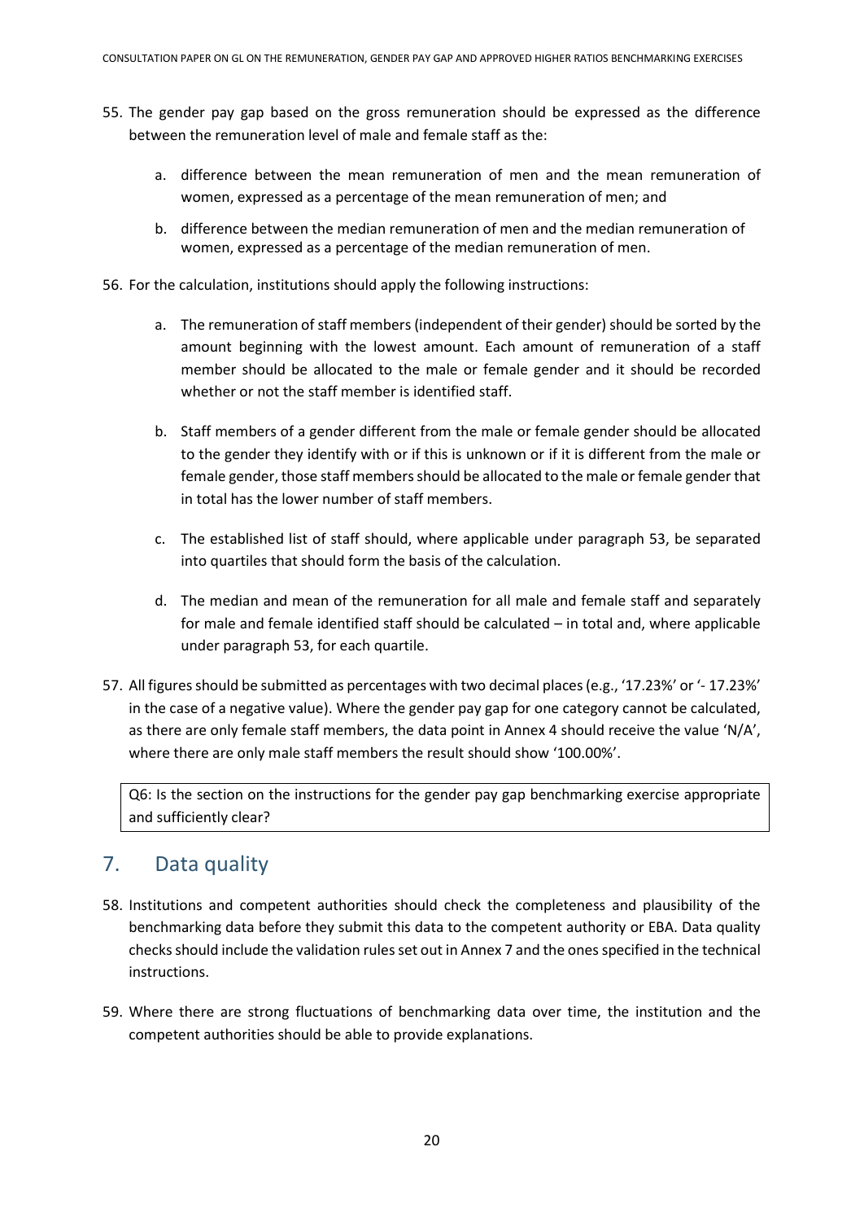55. The gender pay gap based on the gross remuneration should be expressed as the difference between the remuneration level of male and female staff as the:

    a. difference between the mean remuneration of men and the mean remuneration of women, expressed as a percentage of the mean remuneration of men; and

    b. difference between the median remuneration of men and the median remuneration of women, expressed as a percentage of the median remuneration of men.

56. For the calculation, institutions should apply the following instructions:

    a. The remuneration of staff members (independent of their gender) should be sorted by the amount beginning with the lowest amount. Each amount of remuneration of a staff member should be allocated to the male or female gender and it should be recorded whether or not the staff member is identified staff.

    b. Staff members of a gender different from the male or female gender should be allocated to the gender they identify with or if this is unknown or if it is different from the male or female gender, those staff members should be allocated to the male or female gender that in total has the lower number of staff members.

    c. The established list of staff should, where applicable under paragraph 53, be separated into quartiles that should form the basis of the calculation.

    d. The median and mean of the remuneration for all male and female staff and separately for male and female identified staff should be calculated – in total and, where applicable under paragraph 53, for each quartile.

57. All figures should be submitted as percentages with two decimal places (e.g., '17.23%' or '- 17.23%' in the case of a negative value). Where the gender pay gap for one category cannot be calculated, as there are only female staff members, the data point in Annex 4 should receive the value 'N/A', where there are only male staff members the result should show '100.00%'.

Q6: Is the section on the instructions for the gender pay gap benchmarking exercise appropriate and sufficiently clear?

## 7. Data quality

58. Institutions and competent authorities should check the completeness and plausibility of the benchmarking data before they submit this data to the competent authority or EBA. Data quality checks should include the validation rules set out in Annex 7 and the ones specified in the technical instructions.

59. Where there are strong fluctuations of benchmarking data over time, the institution and the competent authorities should be able to provide explanations.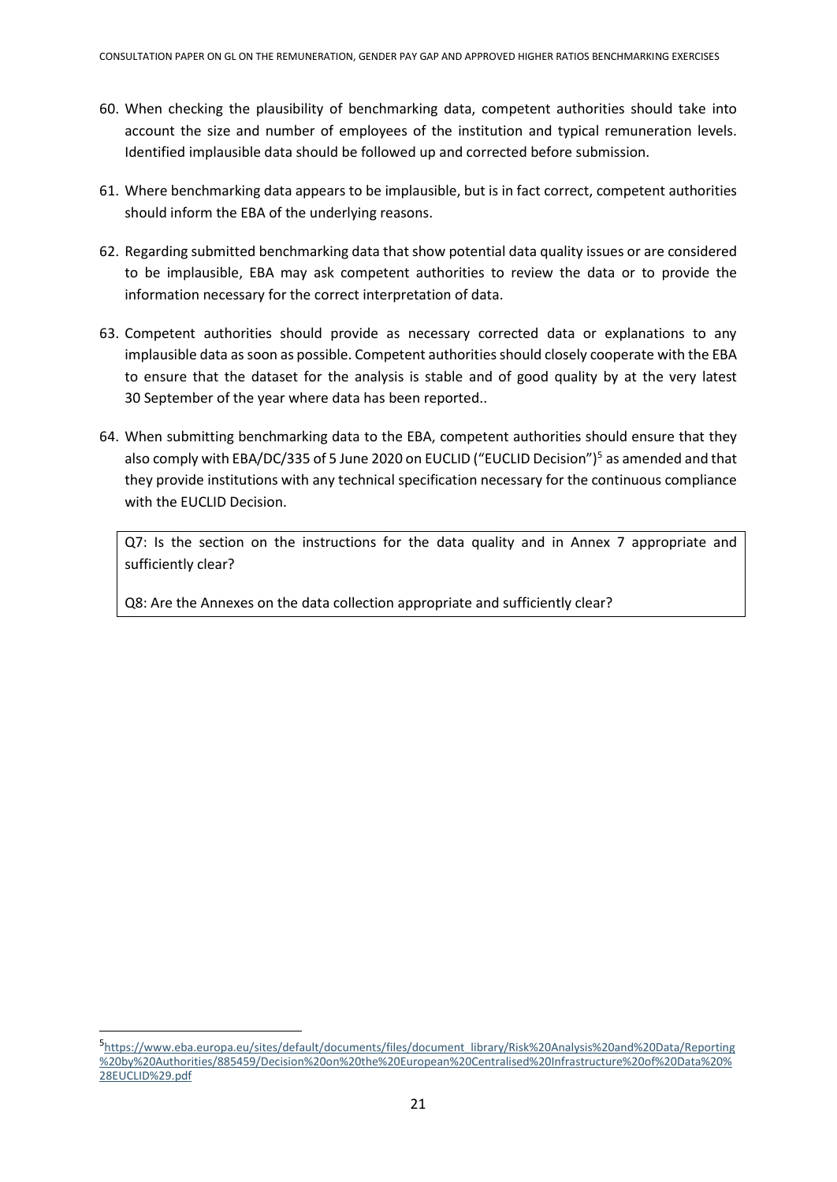60. When checking the plausibility of benchmarking data, competent authorities should take into account the size and number of employees of the institution and typical remuneration levels. Identified implausible data should be followed up and corrected before submission.

61. Where benchmarking data appears to be implausible, but is in fact correct, competent authorities should inform the EBA of the underlying reasons.

62. Regarding submitted benchmarking data that show potential data quality issues or are considered to be implausible, EBA may ask competent authorities to review the data or to provide the information necessary for the correct interpretation of data.

63. Competent authorities should provide as necessary corrected data or explanations to any implausible data as soon as possible. Competent authorities should closely cooperate with the EBA to ensure that the dataset for the analysis is stable and of good quality by at the very latest 30 September of the year where data has been reported..

64. When submitting benchmarking data to the EBA, competent authorities should ensure that they also comply with EBA/DC/335 of 5 June 2020 on EUCLID ("EUCLID Decision")[5] as amended and that they provide institutions with any technical specification necessary for the continuous compliance with the EUCLID Decision.

> Q7: Is the section on the instructions for the data quality and in Annex 7 appropriate and sufficiently clear?
>
> Q8: Are the Annexes on the data collection appropriate and sufficiently clear?

---

[5] https://www.eba.europa.eu/sites/default/documents/files/document_library/Risk%20Analysis%20and%20Data/Reporting%20by%20Authorities/885459/Decision%20on%20the%20European%20Centralised%20Infrastructure%20of%20Data%20%28EUCLID%29.pdf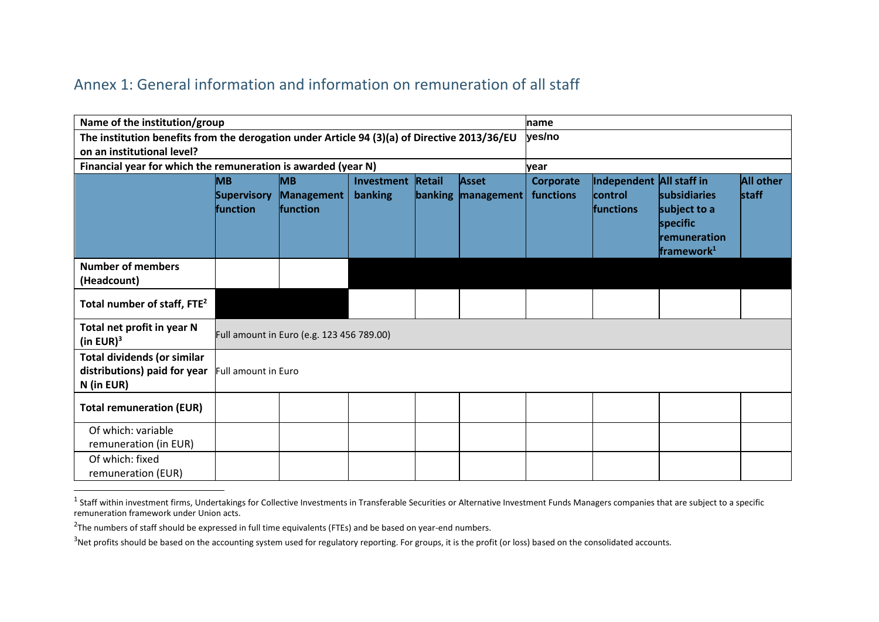## Annex 1: General information and information on remuneration of all staff

| Name of the institution/group | | | | | | name | | | |
|---|---|---|---|---|---|---|---|---|---|
| The institution benefits from the derogation under Article 94 (3)(a) of Directive 2013/36/EU on an institutional level? | | | | | | yes/no | | | |
| Financial year for which the remuneration is awarded (year N) | | | | | | year | | | |
| | MB Supervisory function | MB Management function | Investment banking | Retail banking | Asset management | Corporate functions | Independent control functions | All staff in subsidiaries subject to a specific remuneration framework[1] | All other staff |
| Number of members (Headcount) | | | | | | | | | |
| Total number of staff, FTE[2] | | | | | | | | | |
| Total net profit in year N (in EUR)[3] | Full amount in Euro (e.g. 123 456 789.00) | | | | | | | | |
| Total dividends (or similar distributions) paid for year N (in EUR) | Full amount in Euro | | | | | | | | |
| Total remuneration (EUR) | | | | | | | | | |
| Of which: variable remuneration (in EUR) | | | | | | | | | |
| Of which: fixed remuneration (EUR) | | | | | | | | | |

[1] Staff within investment firms, Undertakings for Collective Investments in Transferable Securities or Alternative Investment Funds Managers companies that are subject to a specific remuneration framework under Union acts.

[2] The numbers of staff should be expressed in full time equivalents (FTEs) and be based on year-end numbers.

[3] Net profits should be based on the accounting system used for regulatory reporting. For groups, it is the profit (or loss) based on the consolidated accounts.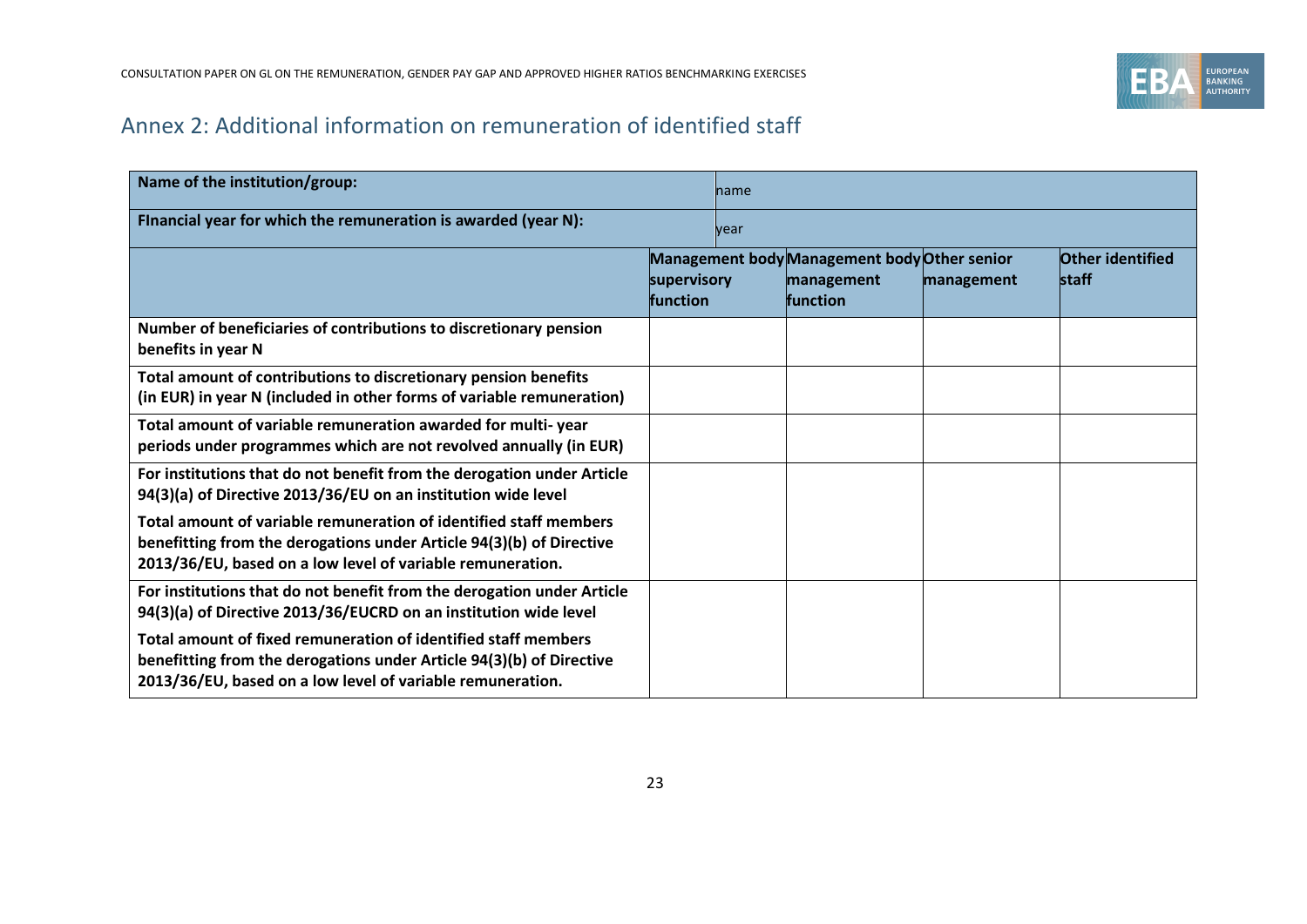## Annex 2: Additional information on remuneration of identified staff

| Name of the institution/group: | name | | | |
|---|---|---|---|---|
| **FInancial year for which the remuneration is awarded (year N):** | year | | | |
| | **Management body supervisory function** | **Management body management function** | **Other senior management** | **Other identified staff** |
| **Number of beneficiaries of contributions to discretionary pension benefits in year N** | | | | |
| **Total amount of contributions to discretionary pension benefits (in EUR) in year N (included in other forms of variable remuneration)** | | | | |
| **Total amount of variable remuneration awarded for multi- year periods under programmes which are not revolved annually (in EUR)** | | | | |
| **For institutions that do not benefit from the derogation under Article 94(3)(a) of Directive 2013/36/EU on an institution wide level** <br> **Total amount of variable remuneration of identified staff members benefitting from the derogations under Article 94(3)(b) of Directive 2013/36/EU, based on a low level of variable remuneration.** | | | | |
| **For institutions that do not benefit from the derogation under Article 94(3)(a) of Directive 2013/36/EUCRD on an institution wide level** <br> **Total amount of fixed remuneration of identified staff members benefitting from the derogations under Article 94(3)(b) of Directive 2013/36/EU, based on a low level of variable remuneration.** | | | | |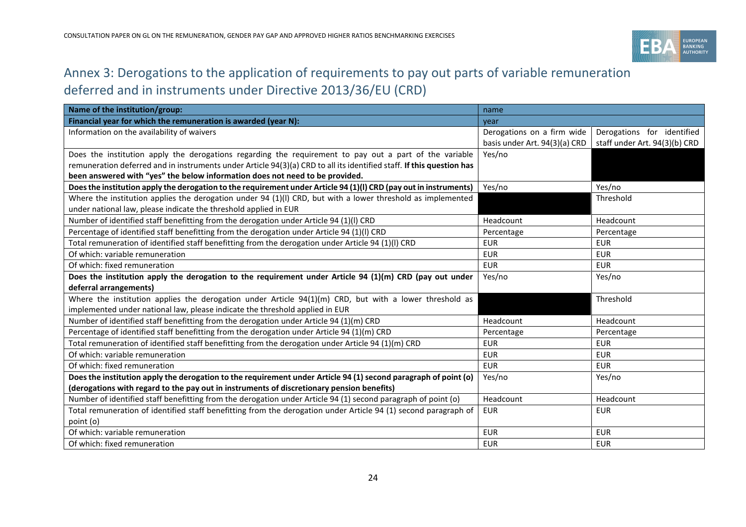## Annex 3: Derogations to the application of requirements to pay out parts of variable remuneration deferred and in instruments under Directive 2013/36/EU (CRD)

| **Name of the institution/group:** | name | |
|---|---|---|
| **Financial year for which the remuneration is awarded (year N):** | year | |
| Information on the availability of waivers | Derogations on a firm wide basis under Art. 94(3)(a) CRD | Derogations for identified staff under Art. 94(3)(b) CRD |
| Does the institution apply the derogations regarding the requirement to pay out a part of the variable remuneration deferred and in instruments under Article 94(3)(a) CRD to all its identified staff. **If this question has been answered with "yes" the below information does not need to be provided.** | Yes/no | |
| **Does the institution apply the derogation to the requirement under Article 94 (1)(l) CRD (pay out in instruments)** | Yes/no | Yes/no |
| Where the institution applies the derogation under 94 (1)(l) CRD, but with a lower threshold as implemented under national law, please indicate the threshold applied in EUR | | Threshold |
| Number of identified staff benefitting from the derogation under Article 94 (1)(l) CRD | Headcount | Headcount |
| Percentage of identified staff benefitting from the derogation under Article 94 (1)(l) CRD | Percentage | Percentage |
| Total remuneration of identified staff benefitting from the derogation under Article 94 (1)(l) CRD | EUR | EUR |
| Of which: variable remuneration | EUR | EUR |
| Of which: fixed remuneration | EUR | EUR |
| **Does the institution apply the derogation to the requirement under Article 94 (1)(m) CRD (pay out under deferral arrangements)** | Yes/no | Yes/no |
| Where the institution applies the derogation under Article 94(1)(m) CRD, but with a lower threshold as implemented under national law, please indicate the threshold applied in EUR | | Threshold |
| Number of identified staff benefitting from the derogation under Article 94 (1)(m) CRD | Headcount | Headcount |
| Percentage of identified staff benefitting from the derogation under Article 94 (1)(m) CRD | Percentage | Percentage |
| Total remuneration of identified staff benefitting from the derogation under Article 94 (1)(m) CRD | EUR | EUR |
| Of which: variable remuneration | EUR | EUR |
| Of which: fixed remuneration | EUR | EUR |
| **Does the institution apply the derogation to the requirement under Article 94 (1) second paragraph of point (o) (derogations with regard to the pay out in instruments of discretionary pension benefits)** | Yes/no | Yes/no |
| Number of identified staff benefitting from the derogation under Article 94 (1) second paragraph of point (o) | Headcount | Headcount |
| Total remuneration of identified staff benefitting from the derogation under Article 94 (1) second paragraph of point (o) | EUR | EUR |
| Of which: variable remuneration | EUR | EUR |
| Of which: fixed remuneration | EUR | EUR |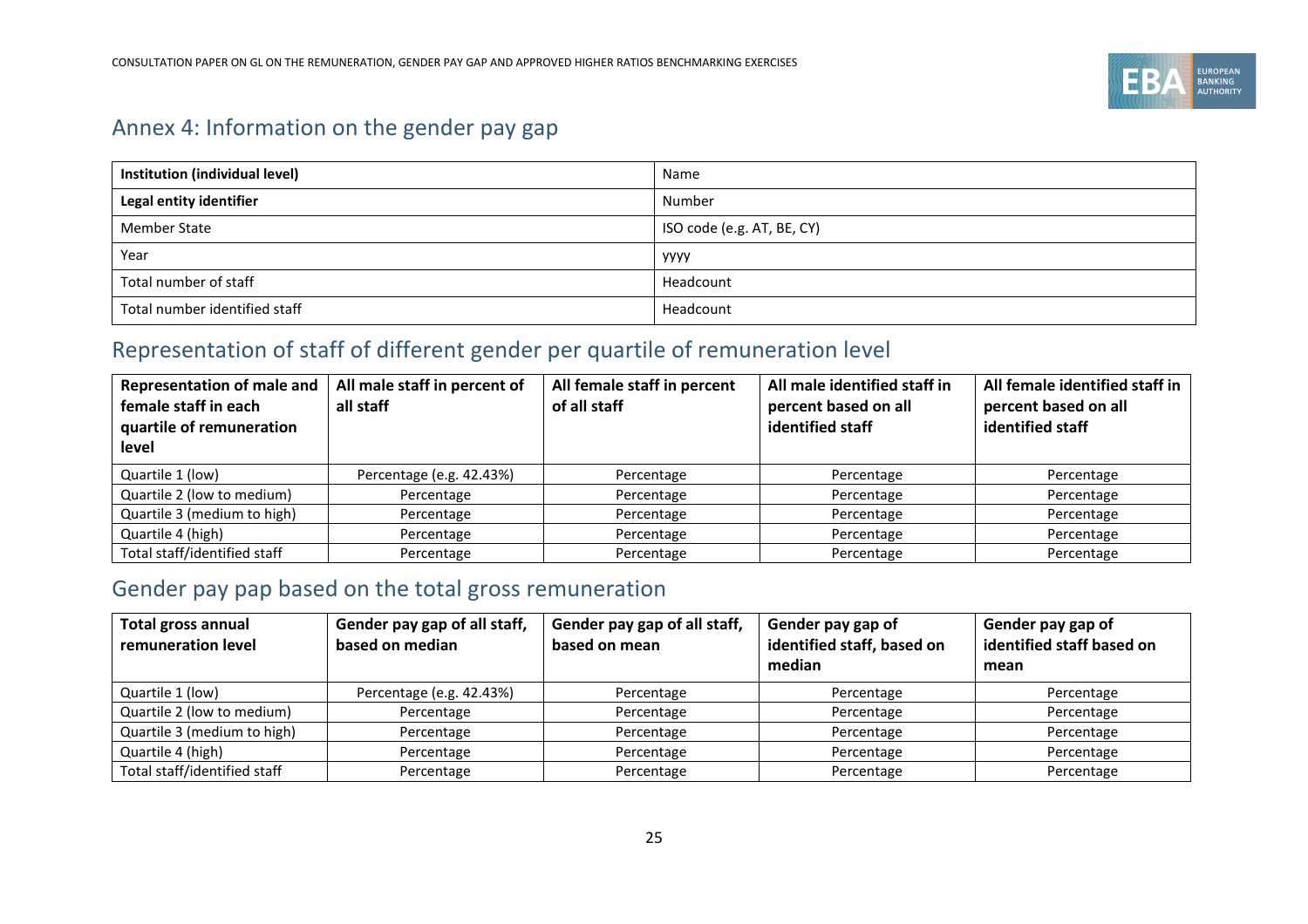## Annex 4: Information on the gender pay gap

| **Institution (individual level)** | Name |
|---|---|
| **Legal entity identifier** | Number |
| Member State | ISO code (e.g. AT, BE, CY) |
| Year | yyyy |
| Total number of staff | Headcount |
| Total number identified staff | Headcount |

## Representation of staff of different gender per quartile of remuneration level

| **Representation of male and female staff in each quartile of remuneration level** | **All male staff in percent of all staff** | **All female staff in percent of all staff** | **All male identified staff in percent based on all identified staff** | **All female identified staff in percent based on all identified staff** |
|---|---|---|---|---|
| Quartile 1 (low) | Percentage (e.g. 42.43%) | Percentage | Percentage | Percentage |
| Quartile 2 (low to medium) | Percentage | Percentage | Percentage | Percentage |
| Quartile 3 (medium to high) | Percentage | Percentage | Percentage | Percentage |
| Quartile 4 (high) | Percentage | Percentage | Percentage | Percentage |
| Total staff/identified staff | Percentage | Percentage | Percentage | Percentage |

## Gender pay pap based on the total gross remuneration

| **Total gross annual remuneration level** | **Gender pay gap of all staff, based on median** | **Gender pay gap of all staff, based on mean** | **Gender pay gap of identified staff, based on median** | **Gender pay gap of identified staff based on mean** |
|---|---|---|---|---|
| Quartile 1 (low) | Percentage (e.g. 42.43%) | Percentage | Percentage | Percentage |
| Quartile 2 (low to medium) | Percentage | Percentage | Percentage | Percentage |
| Quartile 3 (medium to high) | Percentage | Percentage | Percentage | Percentage |
| Quartile 4 (high) | Percentage | Percentage | Percentage | Percentage |
| Total staff/identified staff | Percentage | Percentage | Percentage | Percentage |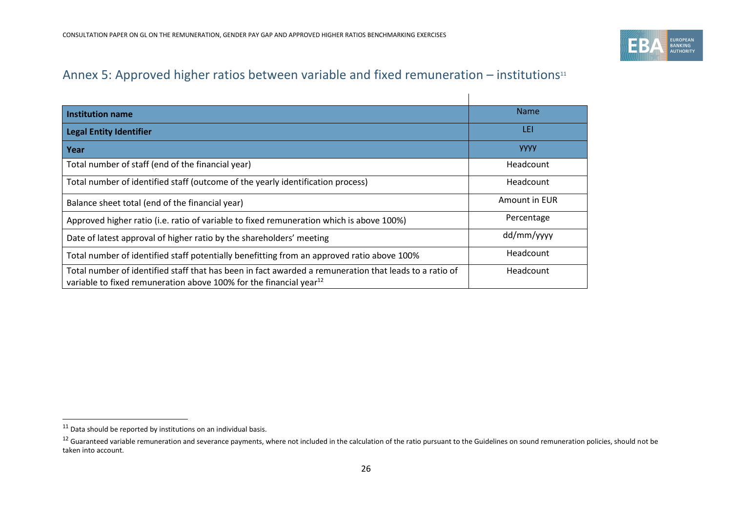## Annex 5: Approved higher ratios between variable and fixed remuneration – institutions[11]

| **Institution name** | Name |
|---|---|
| **Legal Entity Identifier** | LEI |
| **Year** | yyyy |
| Total number of staff (end of the financial year) | Headcount |
| Total number of identified staff (outcome of the yearly identification process) | Headcount |
| Balance sheet total (end of the financial year) | Amount in EUR |
| Approved higher ratio (i.e. ratio of variable to fixed remuneration which is above 100%) | Percentage |
| Date of latest approval of higher ratio by the shareholders' meeting | dd/mm/yyyy |
| Total number of identified staff potentially benefitting from an approved ratio above 100% | Headcount |
| Total number of identified staff that has been in fact awarded a remuneration that leads to a ratio of variable to fixed remuneration above 100% for the financial year[12] | Headcount |

[11] Data should be reported by institutions on an individual basis.

[12] Guaranteed variable remuneration and severance payments, where not included in the calculation of the ratio pursuant to the Guidelines on sound remuneration policies, should not be taken into account.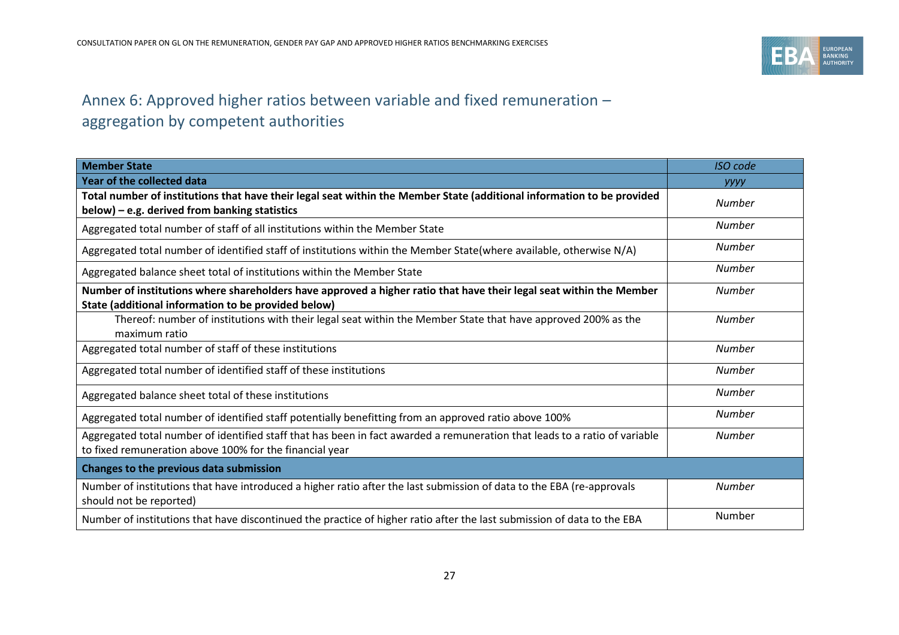## Annex 6: Approved higher ratios between variable and fixed remuneration – aggregation by competent authorities

| **Member State** | *ISO code* |
|---|---|
| **Year of the collected data** | *yyyy* |
| **Total number of institutions that have their legal seat within the Member State (additional information to be provided below) – e.g. derived from banking statistics** | *Number* |
| Aggregated total number of staff of all institutions within the Member State | *Number* |
| Aggregated total number of identified staff of institutions within the Member State(where available, otherwise N/A) | *Number* |
| Aggregated balance sheet total of institutions within the Member State | *Number* |
| **Number of institutions where shareholders have approved a higher ratio that have their legal seat within the Member State (additional information to be provided below)** | *Number* |
| Thereof: number of institutions with their legal seat within the Member State that have approved 200% as the maximum ratio | *Number* |
| Aggregated total number of staff of these institutions | *Number* |
| Aggregated total number of identified staff of these institutions | *Number* |
| Aggregated balance sheet total of these institutions | *Number* |
| Aggregated total number of identified staff potentially benefitting from an approved ratio above 100% | *Number* |
| Aggregated total number of identified staff that has been in fact awarded a remuneration that leads to a ratio of variable to fixed remuneration above 100% for the financial year | *Number* |
| **Changes to the previous data submission** | |
| Number of institutions that have introduced a higher ratio after the last submission of data to the EBA (re-approvals should not be reported) | *Number* |
| Number of institutions that have discontinued the practice of higher ratio after the last submission of data to the EBA | Number |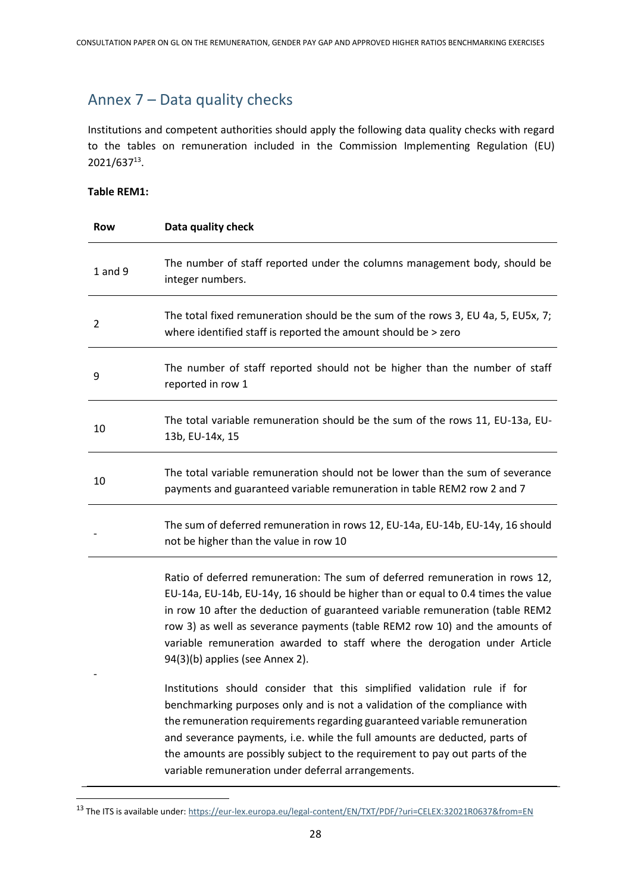## Annex 7 – Data quality checks

Institutions and competent authorities should apply the following data quality checks with regard to the tables on remuneration included in the Commission Implementing Regulation (EU) 2021/637[13].

**Table REM1:**

| Row | Data quality check |
|---|---|
| 1 and 9 | The number of staff reported under the columns management body, should be integer numbers. |
| 2 | The total fixed remuneration should be the sum of the rows 3, EU 4a, 5, EU5x, 7; where identified staff is reported the amount should be > zero |
| 9 | The number of staff reported should not be higher than the number of staff reported in row 1 |
| 10 | The total variable remuneration should be the sum of the rows 11, EU-13a, EU-13b, EU-14x, 15 |
| 10 | The total variable remuneration should not be lower than the sum of severance payments and guaranteed variable remuneration in table REM2 row 2 and 7 |
| - | The sum of deferred remuneration in rows 12, EU-14a, EU-14b, EU-14y, 16 should not be higher than the value in row 10 |
| - | Ratio of deferred remuneration: The sum of deferred remuneration in rows 12, EU-14a, EU-14b, EU-14y, 16 should be higher than or equal to 0.4 times the value in row 10 after the deduction of guaranteed variable remuneration (table REM2 row 3) as well as severance payments (table REM2 row 10) and the amounts of variable remuneration awarded to staff where the derogation under Article 94(3)(b) applies (see Annex 2).<br><br>Institutions should consider that this simplified validation rule if for benchmarking purposes only and is not a validation of the compliance with the remuneration requirements regarding guaranteed variable remuneration and severance payments, i.e. while the full amounts are deducted, parts of the amounts are possibly subject to the requirement to pay out parts of the variable remuneration under deferral arrangements. |

[13] The ITS is available under: https://eur-lex.europa.eu/legal-content/EN/TXT/PDF/?uri=CELEX:32021R0637&from=EN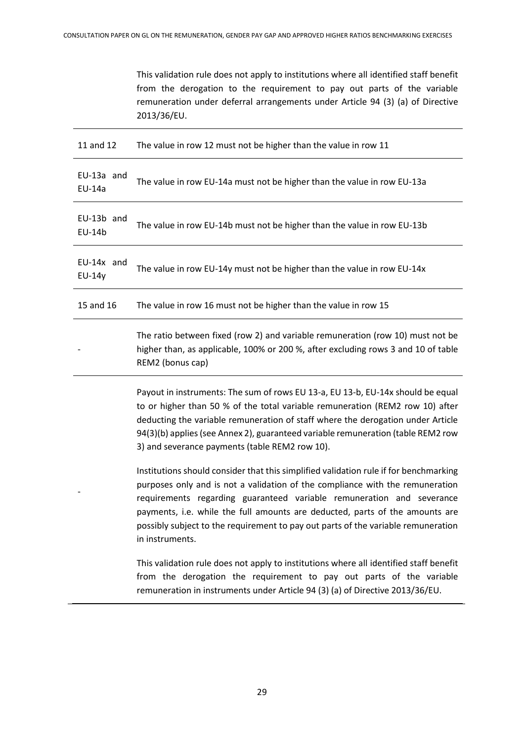| | |
|---|---|
| | This validation rule does not apply to institutions where all identified staff benefit from the derogation to the requirement to pay out parts of the variable remuneration under deferral arrangements under Article 94 (3) (a) of Directive 2013/36/EU. |
| 11 and 12 | The value in row 12 must not be higher than the value in row 11 |
| EU-13a and EU-14a | The value in row EU-14a must not be higher than the value in row EU-13a |
| EU-13b and EU-14b | The value in row EU-14b must not be higher than the value in row EU-13b |
| EU-14x and EU-14y | The value in row EU-14y must not be higher than the value in row EU-14x |
| 15 and 16 | The value in row 16 must not be higher than the value in row 15 |
| - | The ratio between fixed (row 2) and variable remuneration (row 10) must not be higher than, as applicable, 100% or 200 %, after excluding rows 3 and 10 of table REM2 (bonus cap) |
| - | Payout in instruments: The sum of rows EU 13-a, EU 13-b, EU-14x should be equal to or higher than 50 % of the total variable remuneration (REM2 row 10) after deducting the variable remuneration of staff where the derogation under Article 94(3)(b) applies (see Annex 2), guaranteed variable remuneration (table REM2 row 3) and severance payments (table REM2 row 10).<br><br>Institutions should consider that this simplified validation rule if for benchmarking purposes only and is not a validation of the compliance with the remuneration requirements regarding guaranteed variable remuneration and severance payments, i.e. while the full amounts are deducted, parts of the amounts are possibly subject to the requirement to pay out parts of the variable remuneration in instruments.<br><br>This validation rule does not apply to institutions where all identified staff benefit from the derogation the requirement to pay out parts of the variable remuneration in instruments under Article 94 (3) (a) of Directive 2013/36/EU. |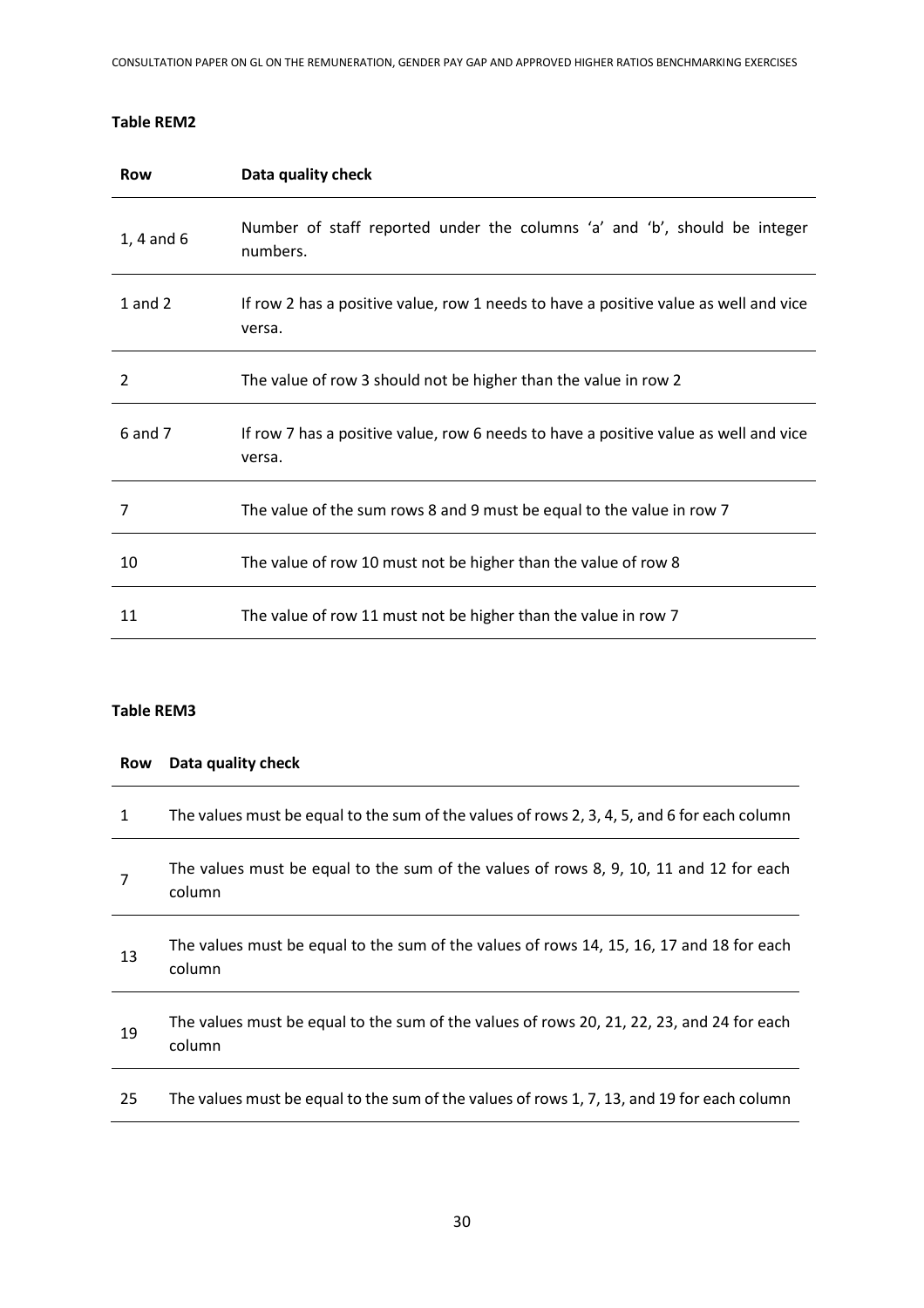**Table REM2**

| Row | Data quality check |
| --- | --- |
| 1, 4 and 6 | Number of staff reported under the columns 'a' and 'b', should be integer numbers. |
| 1 and 2 | If row 2 has a positive value, row 1 needs to have a positive value as well and vice versa. |
| 2 | The value of row 3 should not be higher than the value in row 2 |
| 6 and 7 | If row 7 has a positive value, row 6 needs to have a positive value as well and vice versa. |
| 7 | The value of the sum rows 8 and 9 must be equal to the value in row 7 |
| 10 | The value of row 10 must not be higher than the value of row 8 |
| 11 | The value of row 11 must not be higher than the value in row 7 |

**Table REM3**

| Row | Data quality check |
| --- | --- |
| 1 | The values must be equal to the sum of the values of rows 2, 3, 4, 5, and 6 for each column |
| 7 | The values must be equal to the sum of the values of rows 8, 9, 10, 11 and 12 for each column |
| 13 | The values must be equal to the sum of the values of rows 14, 15, 16, 17 and 18 for each column |
| 19 | The values must be equal to the sum of the values of rows 20, 21, 22, 23, and 24 for each column |
| 25 | The values must be equal to the sum of the values of rows 1, 7, 13, and 19 for each column |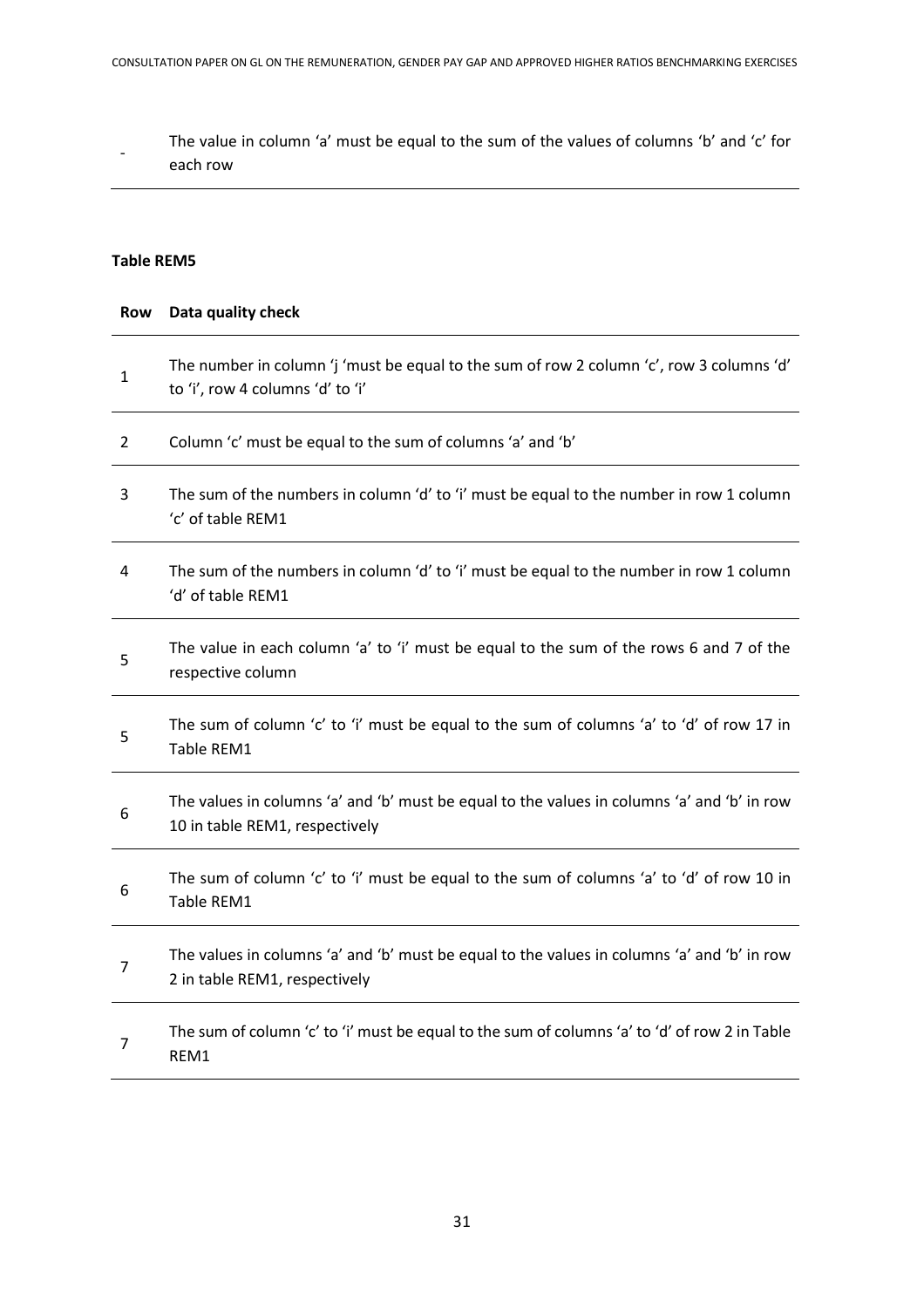| | |
|---|---|
| - | The value in column ‘a’ must be equal to the sum of the values of columns ‘b’ and ‘c’ for each row |

**Table REM5**

| Row | Data quality check |
|---|---|
| 1 | The number in column ‘j ‘must be equal to the sum of row 2 column ‘c’, row 3 columns ‘d’ to ‘i’, row 4 columns ‘d’ to ‘i’ |
| 2 | Column ‘c’ must be equal to the sum of columns ‘a’ and ‘b’ |
| 3 | The sum of the numbers in column ‘d’ to ‘i’ must be equal to the number in row 1 column ‘c’ of table REM1 |
| 4 | The sum of the numbers in column ‘d’ to ‘i’ must be equal to the number in row 1 column ‘d’ of table REM1 |
| 5 | The value in each column ‘a’ to ‘i’ must be equal to the sum of the rows 6 and 7 of the respective column |
| 5 | The sum of column ‘c’ to ‘i’ must be equal to the sum of columns ‘a’ to ‘d’ of row 17 in Table REM1 |
| 6 | The values in columns ‘a’ and ‘b’ must be equal to the values in columns ‘a’ and ‘b’ in row 10 in table REM1, respectively |
| 6 | The sum of column ‘c’ to ‘i’ must be equal to the sum of columns ‘a’ to ‘d’ of row 10 in Table REM1 |
| 7 | The values in columns ‘a’ and ‘b’ must be equal to the values in columns ‘a’ and ‘b’ in row 2 in table REM1, respectively |
| 7 | The sum of column ‘c’ to ‘i’ must be equal to the sum of columns ‘a’ to ‘d’ of row 2 in Table REM1 |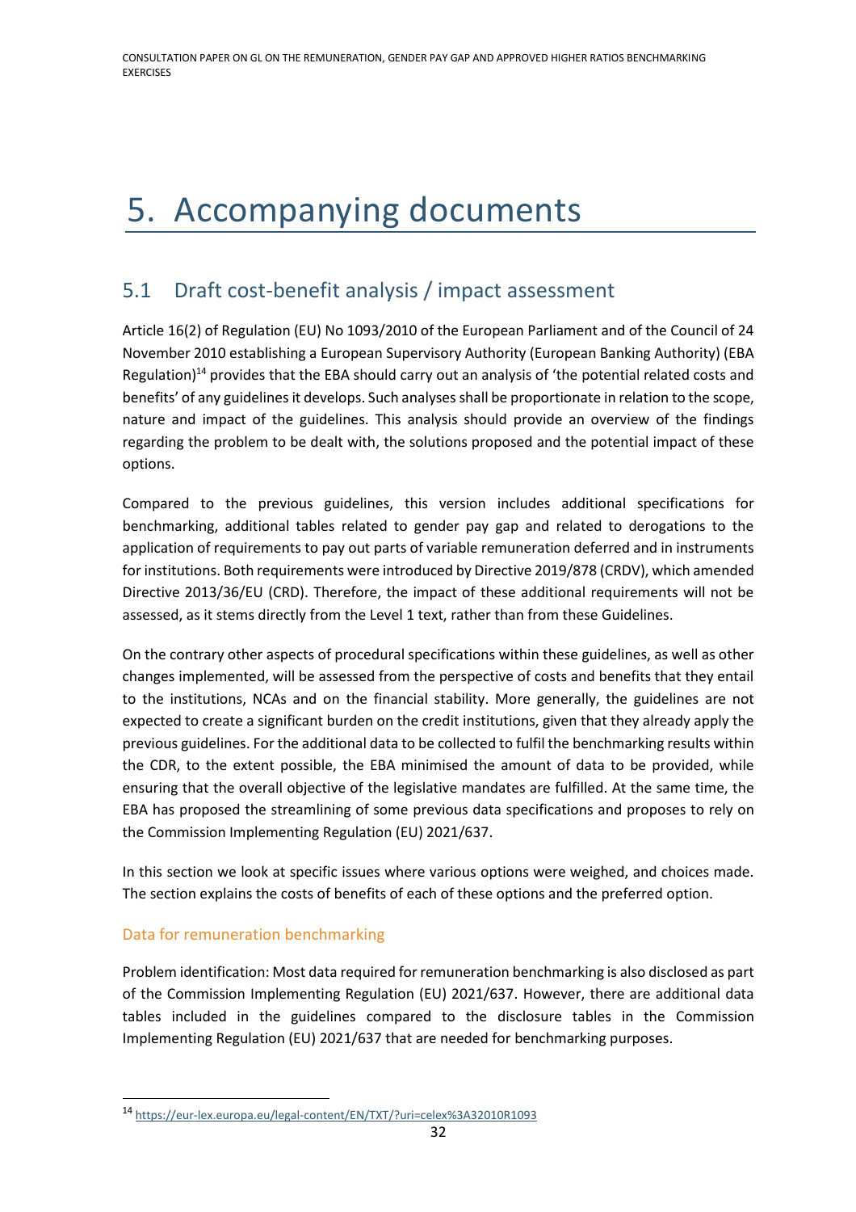# 5. Accompanying documents

## 5.1 Draft cost-benefit analysis / impact assessment

Article 16(2) of Regulation (EU) No 1093/2010 of the European Parliament and of the Council of 24 November 2010 establishing a European Supervisory Authority (European Banking Authority) (EBA Regulation)[14] provides that the EBA should carry out an analysis of 'the potential related costs and benefits' of any guidelines it develops. Such analyses shall be proportionate in relation to the scope, nature and impact of the guidelines. This analysis should provide an overview of the findings regarding the problem to be dealt with, the solutions proposed and the potential impact of these options.

Compared to the previous guidelines, this version includes additional specifications for benchmarking, additional tables related to gender pay gap and related to derogations to the application of requirements to pay out parts of variable remuneration deferred and in instruments for institutions. Both requirements were introduced by Directive 2019/878 (CRDV), which amended Directive 2013/36/EU (CRD). Therefore, the impact of these additional requirements will not be assessed, as it stems directly from the Level 1 text, rather than from these Guidelines.

On the contrary other aspects of procedural specifications within these guidelines, as well as other changes implemented, will be assessed from the perspective of costs and benefits that they entail to the institutions, NCAs and on the financial stability. More generally, the guidelines are not expected to create a significant burden on the credit institutions, given that they already apply the previous guidelines. For the additional data to be collected to fulfil the benchmarking results within the CDR, to the extent possible, the EBA minimised the amount of data to be provided, while ensuring that the overall objective of the legislative mandates are fulfilled. At the same time, the EBA has proposed the streamlining of some previous data specifications and proposes to rely on the Commission Implementing Regulation (EU) 2021/637.

In this section we look at specific issues where various options were weighed, and choices made. The section explains the costs of benefits of each of these options and the preferred option.

### Data for remuneration benchmarking

Problem identification: Most data required for remuneration benchmarking is also disclosed as part of the Commission Implementing Regulation (EU) 2021/637. However, there are additional data tables included in the guidelines compared to the disclosure tables in the Commission Implementing Regulation (EU) 2021/637 that are needed for benchmarking purposes.

[14] https://eur-lex.europa.eu/legal-content/EN/TXT/?uri=celex%3A32010R1093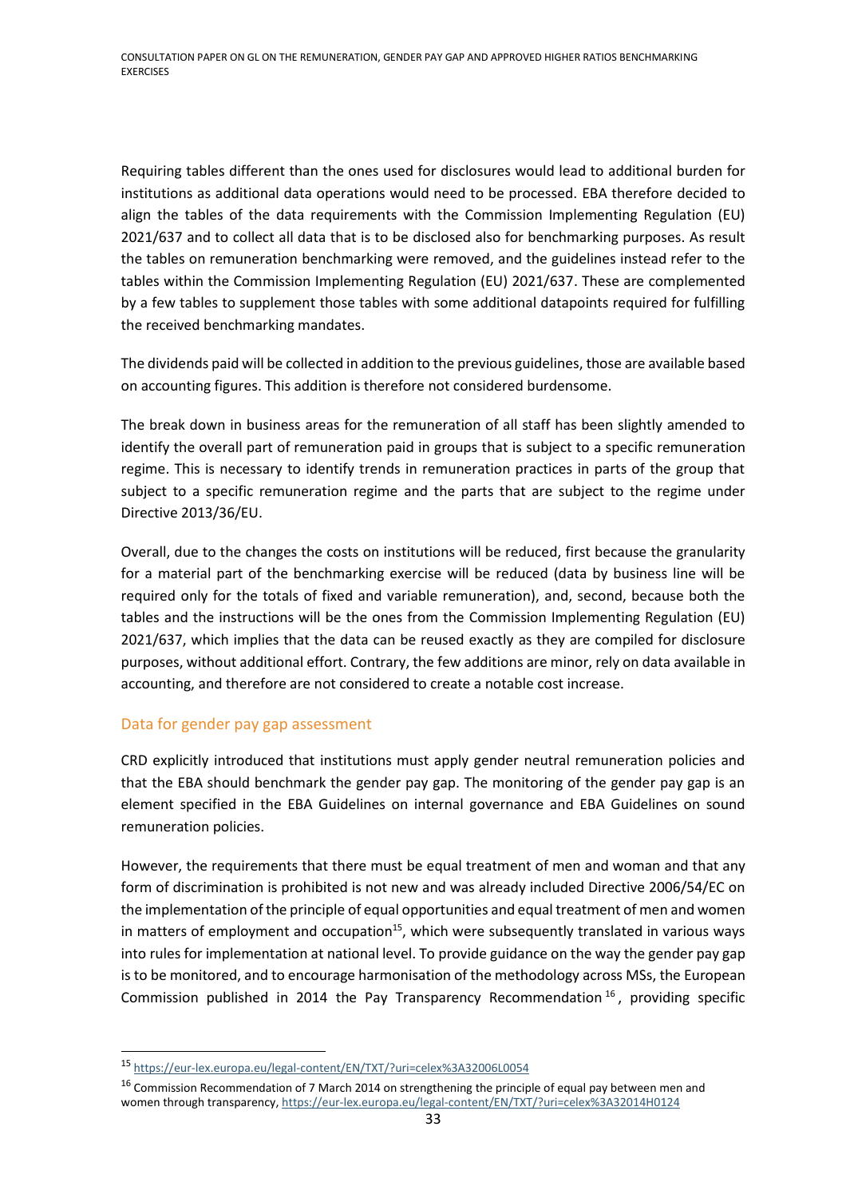Requiring tables different than the ones used for disclosures would lead to additional burden for institutions as additional data operations would need to be processed. EBA therefore decided to align the tables of the data requirements with the Commission Implementing Regulation (EU) 2021/637 and to collect all data that is to be disclosed also for benchmarking purposes. As result the tables on remuneration benchmarking were removed, and the guidelines instead refer to the tables within the Commission Implementing Regulation (EU) 2021/637. These are complemented by a few tables to supplement those tables with some additional datapoints required for fulfilling the received benchmarking mandates.

The dividends paid will be collected in addition to the previous guidelines, those are available based on accounting figures. This addition is therefore not considered burdensome.

The break down in business areas for the remuneration of all staff has been slightly amended to identify the overall part of remuneration paid in groups that is subject to a specific remuneration regime. This is necessary to identify trends in remuneration practices in parts of the group that subject to a specific remuneration regime and the parts that are subject to the regime under Directive 2013/36/EU.

Overall, due to the changes the costs on institutions will be reduced, first because the granularity for a material part of the benchmarking exercise will be reduced (data by business line will be required only for the totals of fixed and variable remuneration), and, second, because both the tables and the instructions will be the ones from the Commission Implementing Regulation (EU) 2021/637, which implies that the data can be reused exactly as they are compiled for disclosure purposes, without additional effort. Contrary, the few additions are minor, rely on data available in accounting, and therefore are not considered to create a notable cost increase.

### Data for gender pay gap assessment

CRD explicitly introduced that institutions must apply gender neutral remuneration policies and that the EBA should benchmark the gender pay gap. The monitoring of the gender pay gap is an element specified in the EBA Guidelines on internal governance and EBA Guidelines on sound remuneration policies.

However, the requirements that there must be equal treatment of men and woman and that any form of discrimination is prohibited is not new and was already included Directive 2006/54/EC on the implementation of the principle of equal opportunities and equal treatment of men and women in matters of employment and occupation[15], which were subsequently translated in various ways into rules for implementation at national level. To provide guidance on the way the gender pay gap is to be monitored, and to encourage harmonisation of the methodology across MSs, the European Commission published in 2014 the Pay Transparency Recommendation[16], providing specific

[15] https://eur-lex.europa.eu/legal-content/EN/TXT/?uri=celex%3A32006L0054

[16] Commission Recommendation of 7 March 2014 on strengthening the principle of equal pay between men and women through transparency, https://eur-lex.europa.eu/legal-content/EN/TXT/?uri=celex%3A32014H0124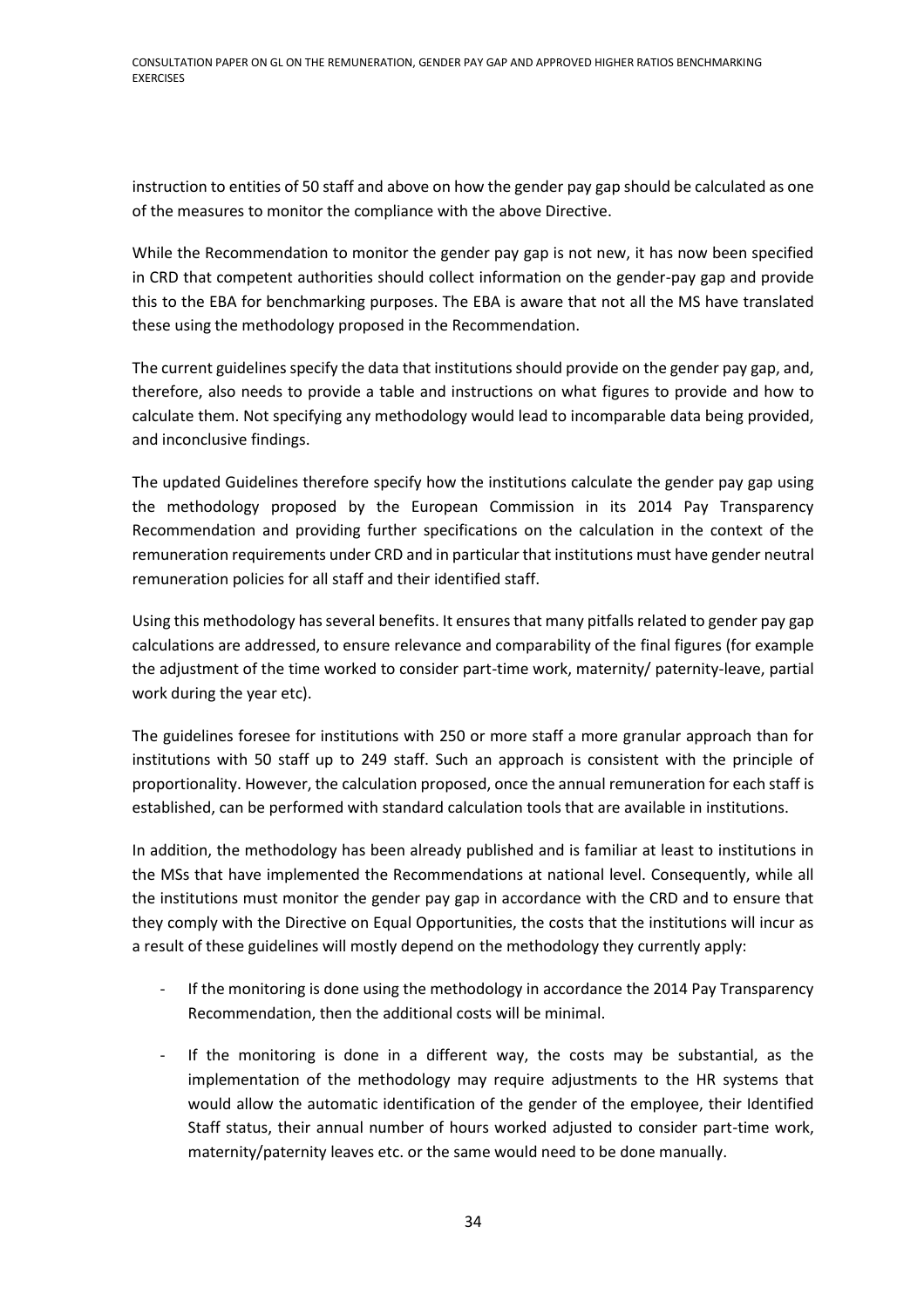instruction to entities of 50 staff and above on how the gender pay gap should be calculated as one of the measures to monitor the compliance with the above Directive.

While the Recommendation to monitor the gender pay gap is not new, it has now been specified in CRD that competent authorities should collect information on the gender-pay gap and provide this to the EBA for benchmarking purposes. The EBA is aware that not all the MS have translated these using the methodology proposed in the Recommendation.

The current guidelines specify the data that institutions should provide on the gender pay gap, and, therefore, also needs to provide a table and instructions on what figures to provide and how to calculate them. Not specifying any methodology would lead to incomparable data being provided, and inconclusive findings.

The updated Guidelines therefore specify how the institutions calculate the gender pay gap using the methodology proposed by the European Commission in its 2014 Pay Transparency Recommendation and providing further specifications on the calculation in the context of the remuneration requirements under CRD and in particular that institutions must have gender neutral remuneration policies for all staff and their identified staff.

Using this methodology has several benefits. It ensures that many pitfalls related to gender pay gap calculations are addressed, to ensure relevance and comparability of the final figures (for example the adjustment of the time worked to consider part-time work, maternity/ paternity-leave, partial work during the year etc).

The guidelines foresee for institutions with 250 or more staff a more granular approach than for institutions with 50 staff up to 249 staff. Such an approach is consistent with the principle of proportionality. However, the calculation proposed, once the annual remuneration for each staff is established, can be performed with standard calculation tools that are available in institutions.

In addition, the methodology has been already published and is familiar at least to institutions in the MSs that have implemented the Recommendations at national level. Consequently, while all the institutions must monitor the gender pay gap in accordance with the CRD and to ensure that they comply with the Directive on Equal Opportunities, the costs that the institutions will incur as a result of these guidelines will mostly depend on the methodology they currently apply:

- If the monitoring is done using the methodology in accordance the 2014 Pay Transparency Recommendation, then the additional costs will be minimal.
- If the monitoring is done in a different way, the costs may be substantial, as the implementation of the methodology may require adjustments to the HR systems that would allow the automatic identification of the gender of the employee, their Identified Staff status, their annual number of hours worked adjusted to consider part-time work, maternity/paternity leaves etc. or the same would need to be done manually.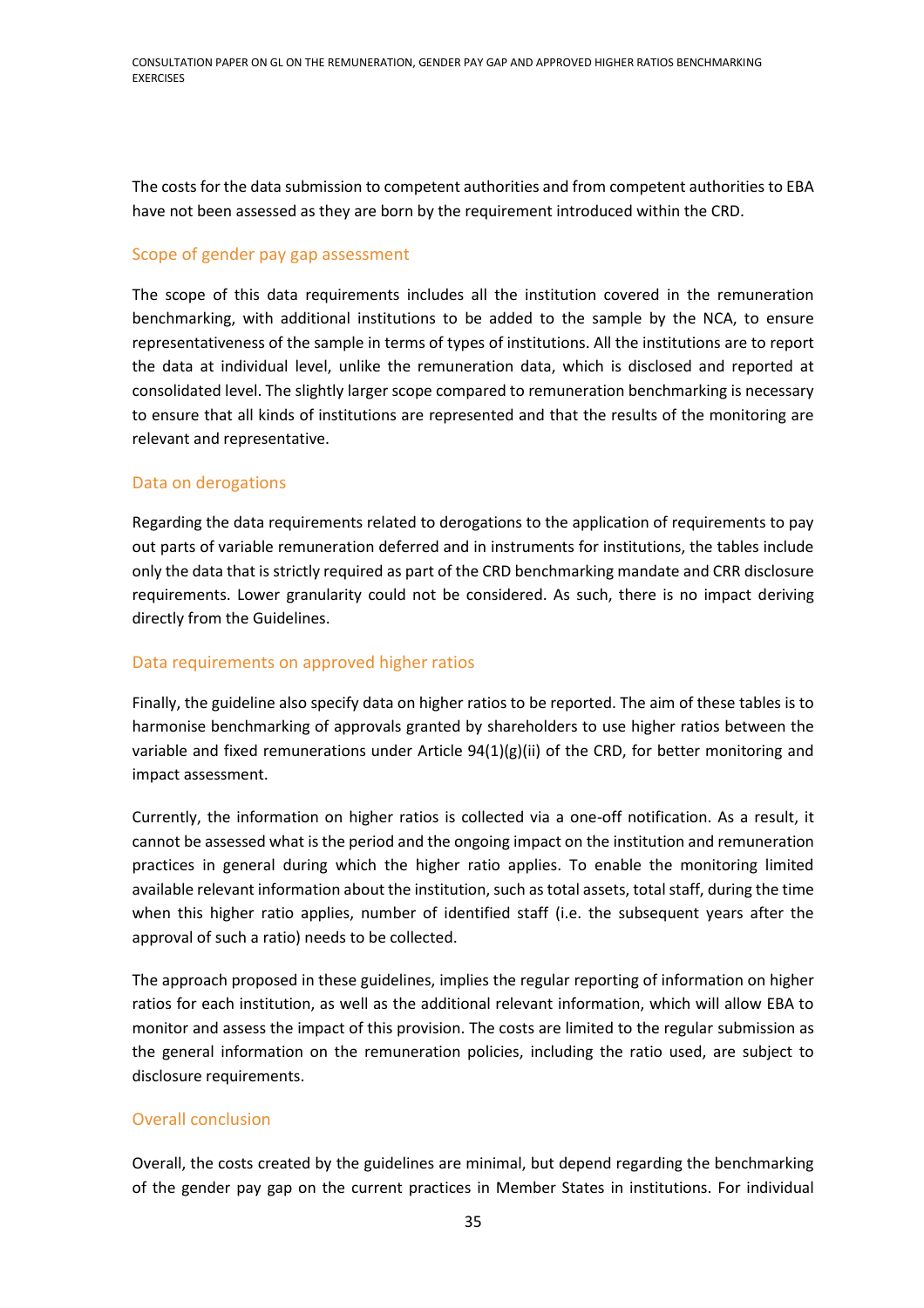The costs for the data submission to competent authorities and from competent authorities to EBA have not been assessed as they are born by the requirement introduced within the CRD.

### Scope of gender pay gap assessment

The scope of this data requirements includes all the institution covered in the remuneration benchmarking, with additional institutions to be added to the sample by the NCA, to ensure representativeness of the sample in terms of types of institutions. All the institutions are to report the data at individual level, unlike the remuneration data, which is disclosed and reported at consolidated level. The slightly larger scope compared to remuneration benchmarking is necessary to ensure that all kinds of institutions are represented and that the results of the monitoring are relevant and representative.

### Data on derogations

Regarding the data requirements related to derogations to the application of requirements to pay out parts of variable remuneration deferred and in instruments for institutions, the tables include only the data that is strictly required as part of the CRD benchmarking mandate and CRR disclosure requirements. Lower granularity could not be considered. As such, there is no impact deriving directly from the Guidelines.

### Data requirements on approved higher ratios

Finally, the guideline also specify data on higher ratios to be reported. The aim of these tables is to harmonise benchmarking of approvals granted by shareholders to use higher ratios between the variable and fixed remunerations under Article 94(1)(g)(ii) of the CRD, for better monitoring and impact assessment.

Currently, the information on higher ratios is collected via a one-off notification. As a result, it cannot be assessed what is the period and the ongoing impact on the institution and remuneration practices in general during which the higher ratio applies. To enable the monitoring limited available relevant information about the institution, such as total assets, total staff, during the time when this higher ratio applies, number of identified staff (i.e. the subsequent years after the approval of such a ratio) needs to be collected.

The approach proposed in these guidelines, implies the regular reporting of information on higher ratios for each institution, as well as the additional relevant information, which will allow EBA to monitor and assess the impact of this provision. The costs are limited to the regular submission as the general information on the remuneration policies, including the ratio used, are subject to disclosure requirements.

### Overall conclusion

Overall, the costs created by the guidelines are minimal, but depend regarding the benchmarking of the gender pay gap on the current practices in Member States in institutions. For individual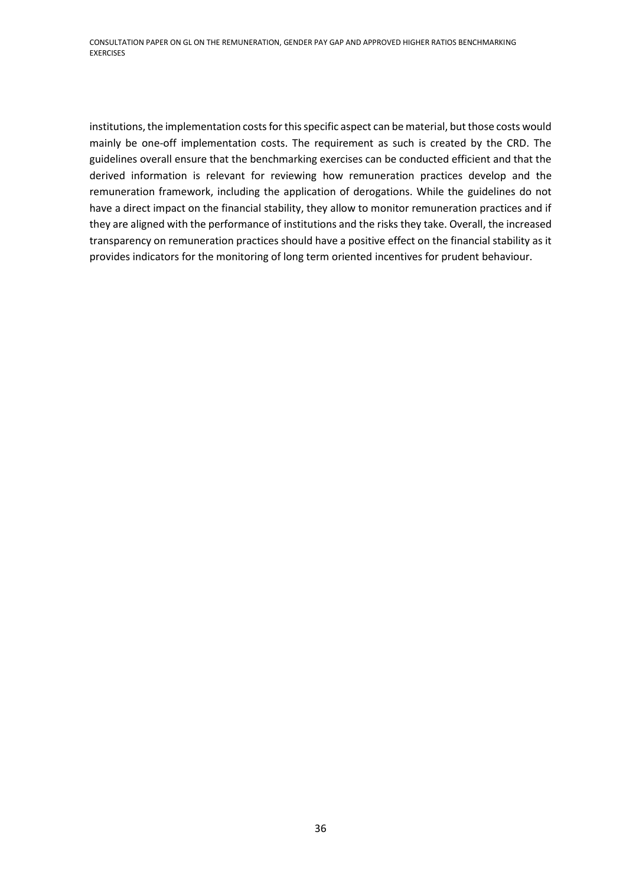institutions, the implementation costs for this specific aspect can be material, but those costs would mainly be one-off implementation costs. The requirement as such is created by the CRD. The guidelines overall ensure that the benchmarking exercises can be conducted efficient and that the derived information is relevant for reviewing how remuneration practices develop and the remuneration framework, including the application of derogations. While the guidelines do not have a direct impact on the financial stability, they allow to monitor remuneration practices and if they are aligned with the performance of institutions and the risks they take. Overall, the increased transparency on remuneration practices should have a positive effect on the financial stability as it provides indicators for the monitoring of long term oriented incentives for prudent behaviour.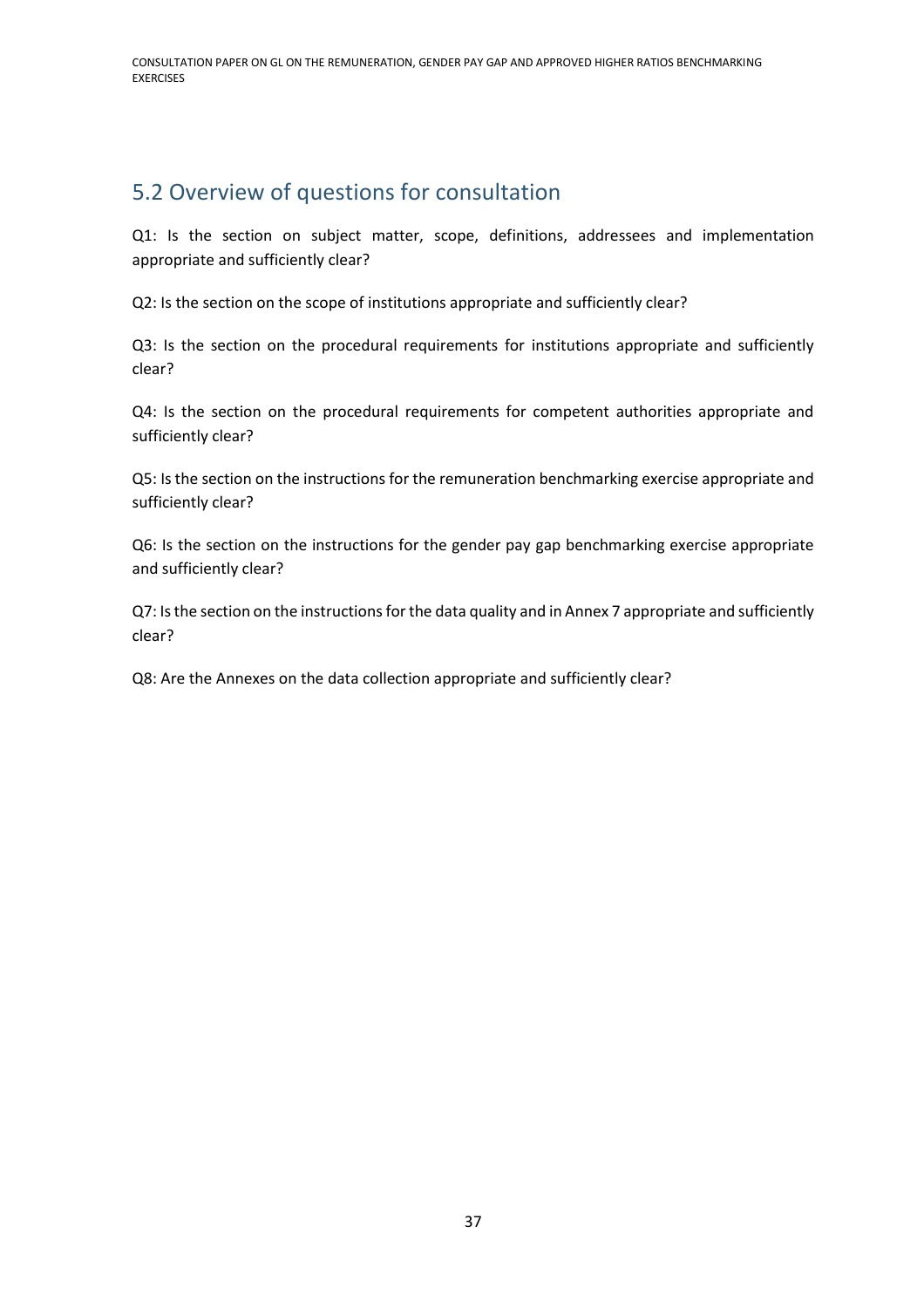## 5.2 Overview of questions for consultation

Q1: Is the section on subject matter, scope, definitions, addressees and implementation appropriate and sufficiently clear?

Q2: Is the section on the scope of institutions appropriate and sufficiently clear?

Q3: Is the section on the procedural requirements for institutions appropriate and sufficiently clear?

Q4: Is the section on the procedural requirements for competent authorities appropriate and sufficiently clear?

Q5: Is the section on the instructions for the remuneration benchmarking exercise appropriate and sufficiently clear?

Q6: Is the section on the instructions for the gender pay gap benchmarking exercise appropriate and sufficiently clear?

Q7: Is the section on the instructions for the data quality and in Annex 7 appropriate and sufficiently clear?

Q8: Are the Annexes on the data collection appropriate and sufficiently clear?